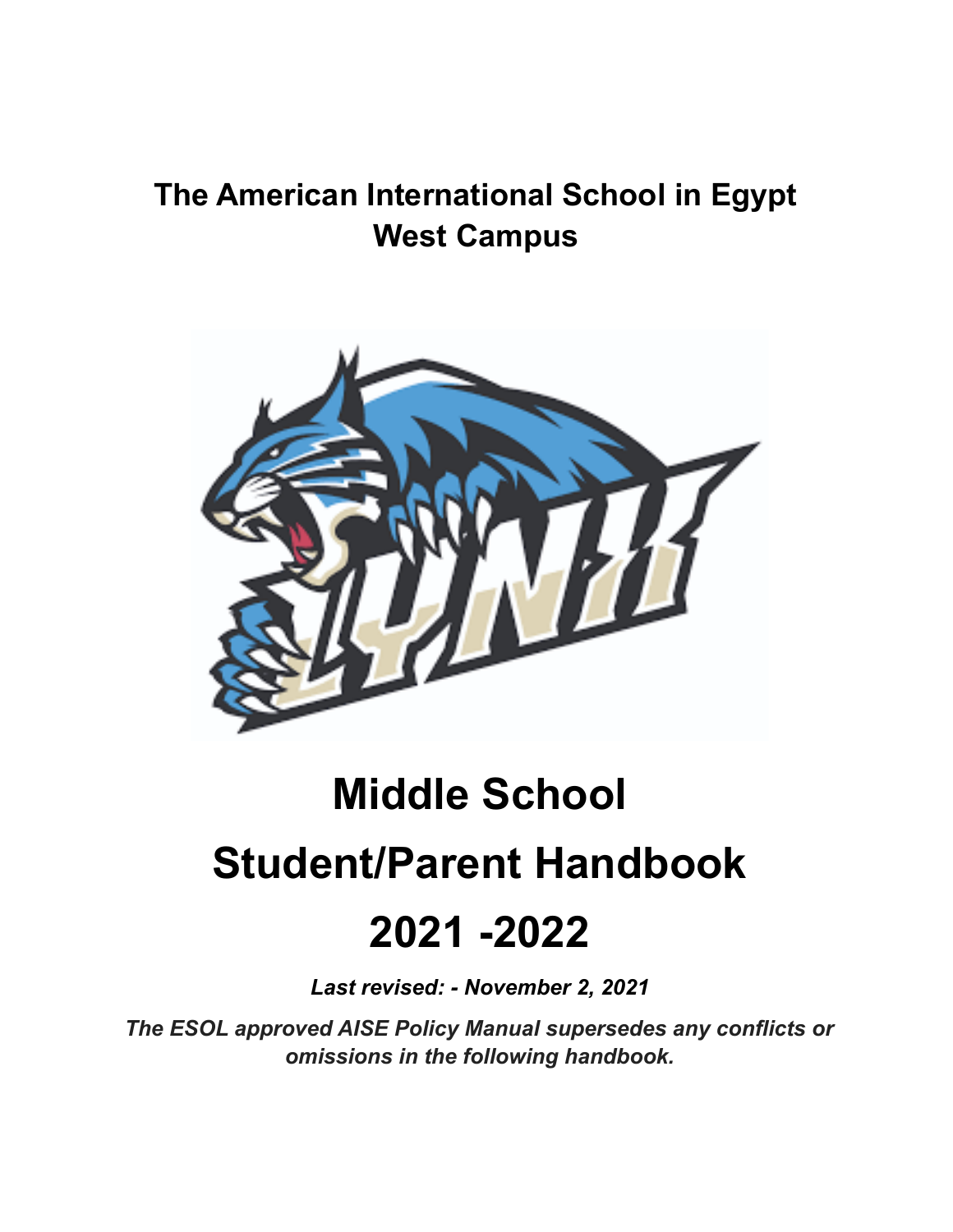**The American International School in Egypt**
**West Campus**

# Middle School

# Student/Parent Handbook

# 2021 -2022

***Last revised: - November 2, 2021***

***The ESOL approved AISE Policy Manual supersedes any conflicts or omissions in the following handbook.***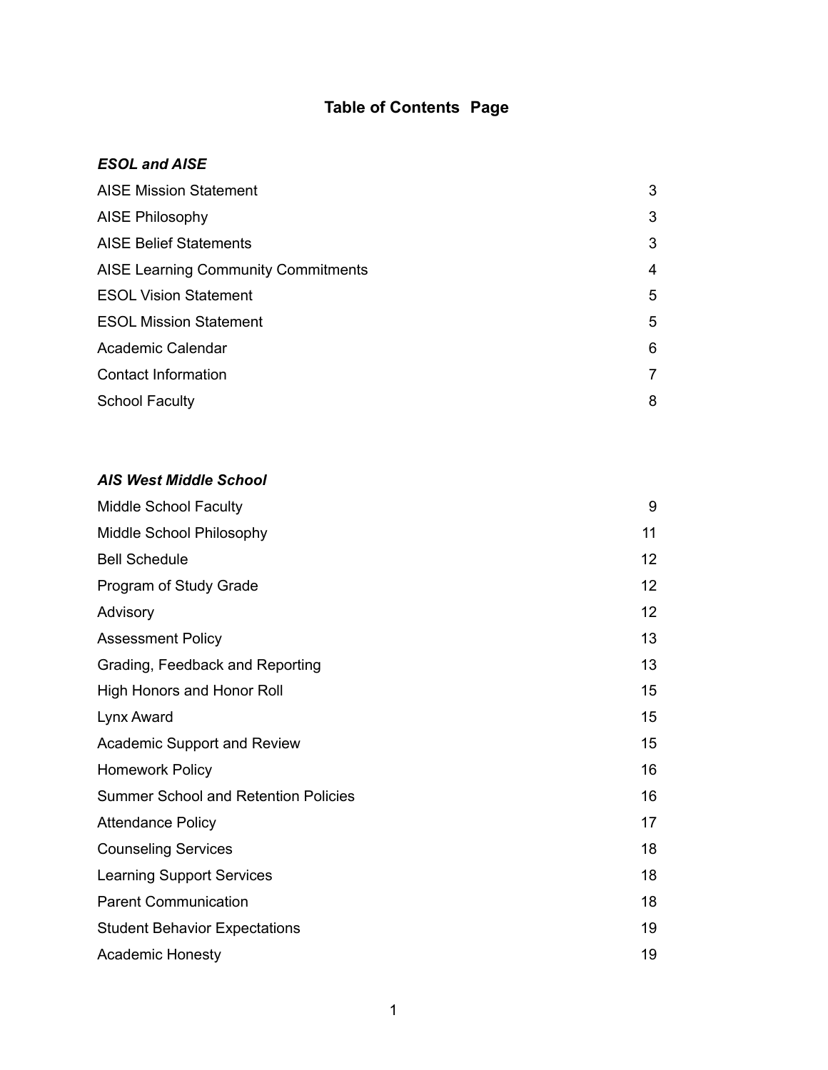# Table of Contents Page

***ESOL and AISE***

| | |
|---|---|
| AISE Mission Statement | 3 |
| AISE Philosophy | 3 |
| AISE Belief Statements | 3 |
| AISE Learning Community Commitments | 4 |
| ESOL Vision Statement | 5 |
| ESOL Mission Statement | 5 |
| Academic Calendar | 6 |
| Contact Information | 7 |
| School Faculty | 8 |

***AIS West Middle School***

| | |
|---|---|
| Middle School Faculty | 9 |
| Middle School Philosophy | 11 |
| Bell Schedule | 12 |
| Program of Study Grade | 12 |
| Advisory | 12 |
| Assessment Policy | 13 |
| Grading, Feedback and Reporting | 13 |
| High Honors and Honor Roll | 15 |
| Lynx Award | 15 |
| Academic Support and Review | 15 |
| Homework Policy | 16 |
| Summer School and Retention Policies | 16 |
| Attendance Policy | 17 |
| Counseling Services | 18 |
| Learning Support Services | 18 |
| Parent Communication | 18 |
| Student Behavior Expectations | 19 |
| Academic Honesty | 19 |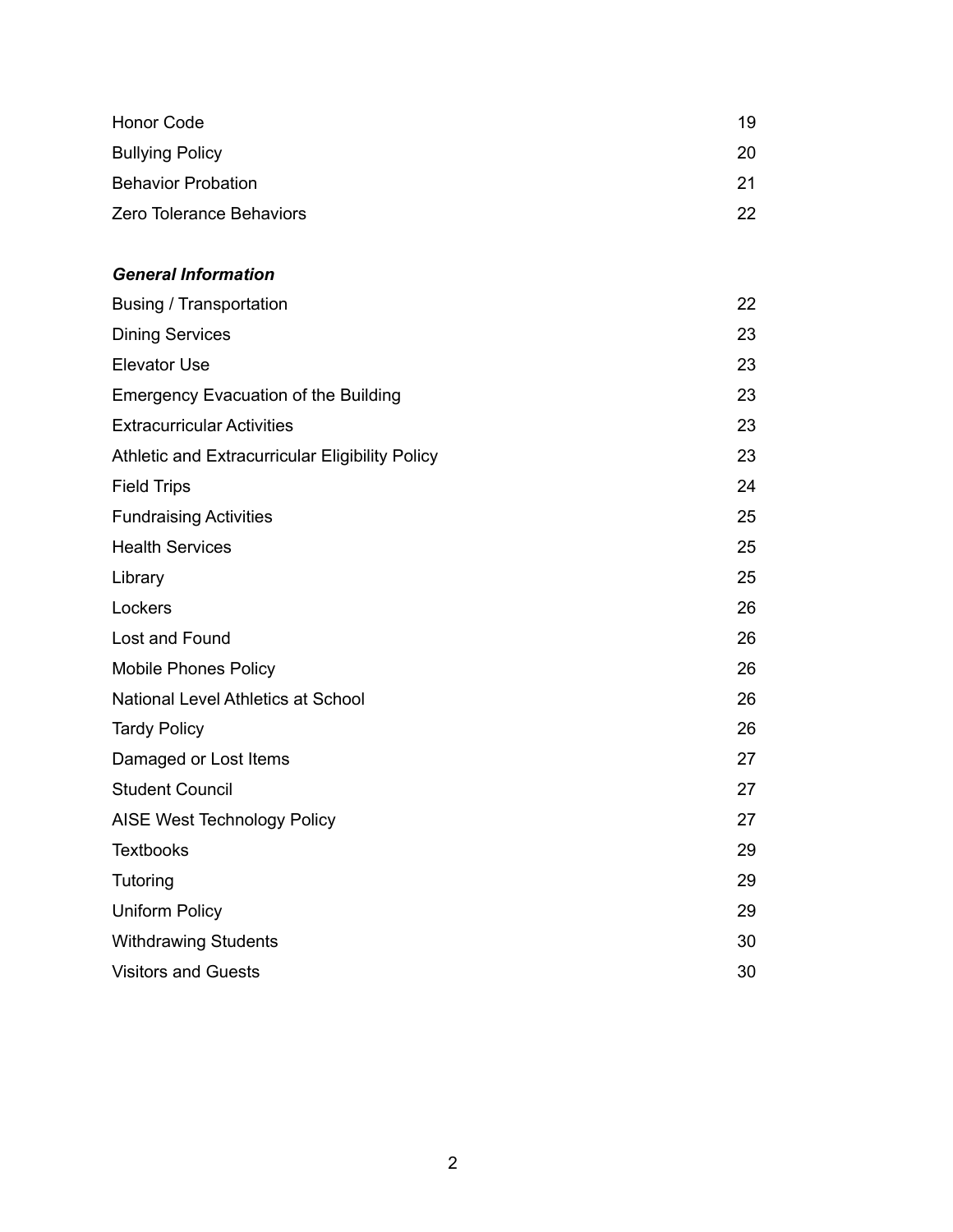| | |
|---|---|
| Honor Code | 19 |
| Bullying Policy | 20 |
| Behavior Probation | 21 |
| Zero Tolerance Behaviors | 22 |

***General Information***

| | |
|---|---|
| Busing / Transportation | 22 |
| Dining Services | 23 |
| Elevator Use | 23 |
| Emergency Evacuation of the Building | 23 |
| Extracurricular Activities | 23 |
| Athletic and Extracurricular Eligibility Policy | 23 |
| Field Trips | 24 |
| Fundraising Activities | 25 |
| Health Services | 25 |
| Library | 25 |
| Lockers | 26 |
| Lost and Found | 26 |
| Mobile Phones Policy | 26 |
| National Level Athletics at School | 26 |
| Tardy Policy | 26 |
| Damaged or Lost Items | 27 |
| Student Council | 27 |
| AISE West Technology Policy | 27 |
| Textbooks | 29 |
| Tutoring | 29 |
| Uniform Policy | 29 |
| Withdrawing Students | 30 |
| Visitors and Guests | 30 |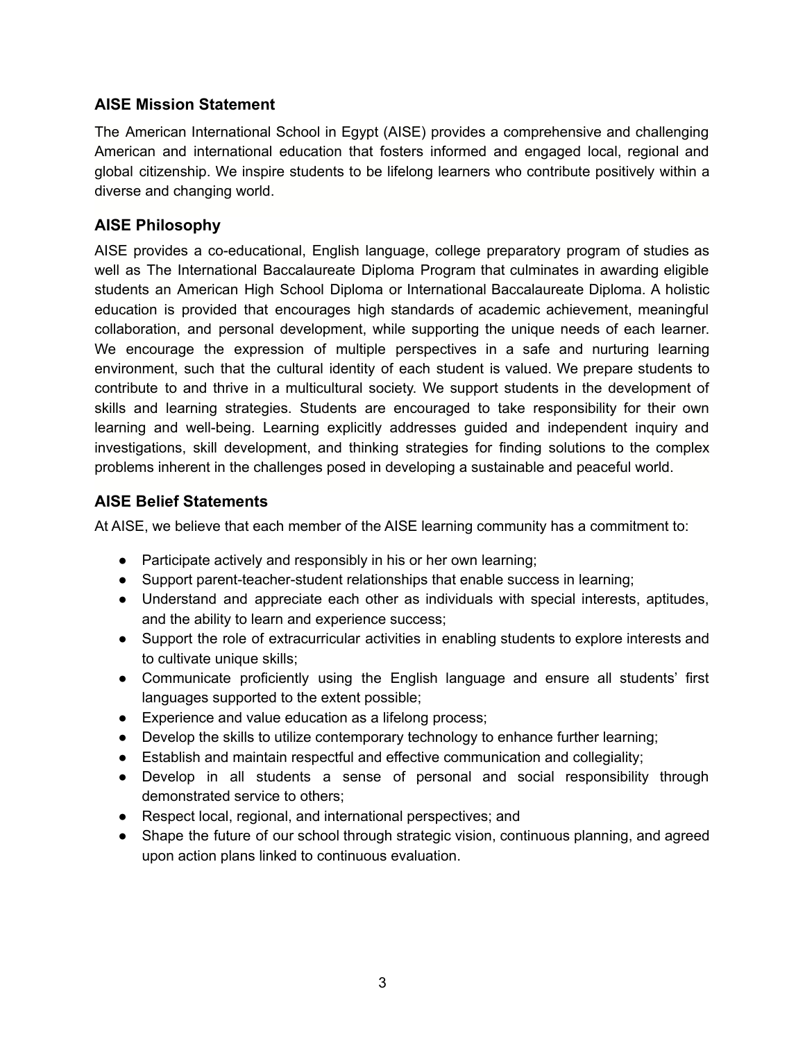## AISE Mission Statement

The American International School in Egypt (AISE) provides a comprehensive and challenging American and international education that fosters informed and engaged local, regional and global citizenship. We inspire students to be lifelong learners who contribute positively within a diverse and changing world.

## AISE Philosophy

AISE provides a co-educational, English language, college preparatory program of studies as well as The International Baccalaureate Diploma Program that culminates in awarding eligible students an American High School Diploma or International Baccalaureate Diploma. A holistic education is provided that encourages high standards of academic achievement, meaningful collaboration, and personal development, while supporting the unique needs of each learner. We encourage the expression of multiple perspectives in a safe and nurturing learning environment, such that the cultural identity of each student is valued. We prepare students to contribute to and thrive in a multicultural society. We support students in the development of skills and learning strategies. Students are encouraged to take responsibility for their own learning and well-being. Learning explicitly addresses guided and independent inquiry and investigations, skill development, and thinking strategies for finding solutions to the complex problems inherent in the challenges posed in developing a sustainable and peaceful world.

## AISE Belief Statements

At AISE, we believe that each member of the AISE learning community has a commitment to:

- Participate actively and responsibly in his or her own learning;
- Support parent-teacher-student relationships that enable success in learning;
- Understand and appreciate each other as individuals with special interests, aptitudes, and the ability to learn and experience success;
- Support the role of extracurricular activities in enabling students to explore interests and to cultivate unique skills;
- Communicate proficiently using the English language and ensure all students' first languages supported to the extent possible;
- Experience and value education as a lifelong process;
- Develop the skills to utilize contemporary technology to enhance further learning;
- Establish and maintain respectful and effective communication and collegiality;
- Develop in all students a sense of personal and social responsibility through demonstrated service to others;
- Respect local, regional, and international perspectives; and
- Shape the future of our school through strategic vision, continuous planning, and agreed upon action plans linked to continuous evaluation.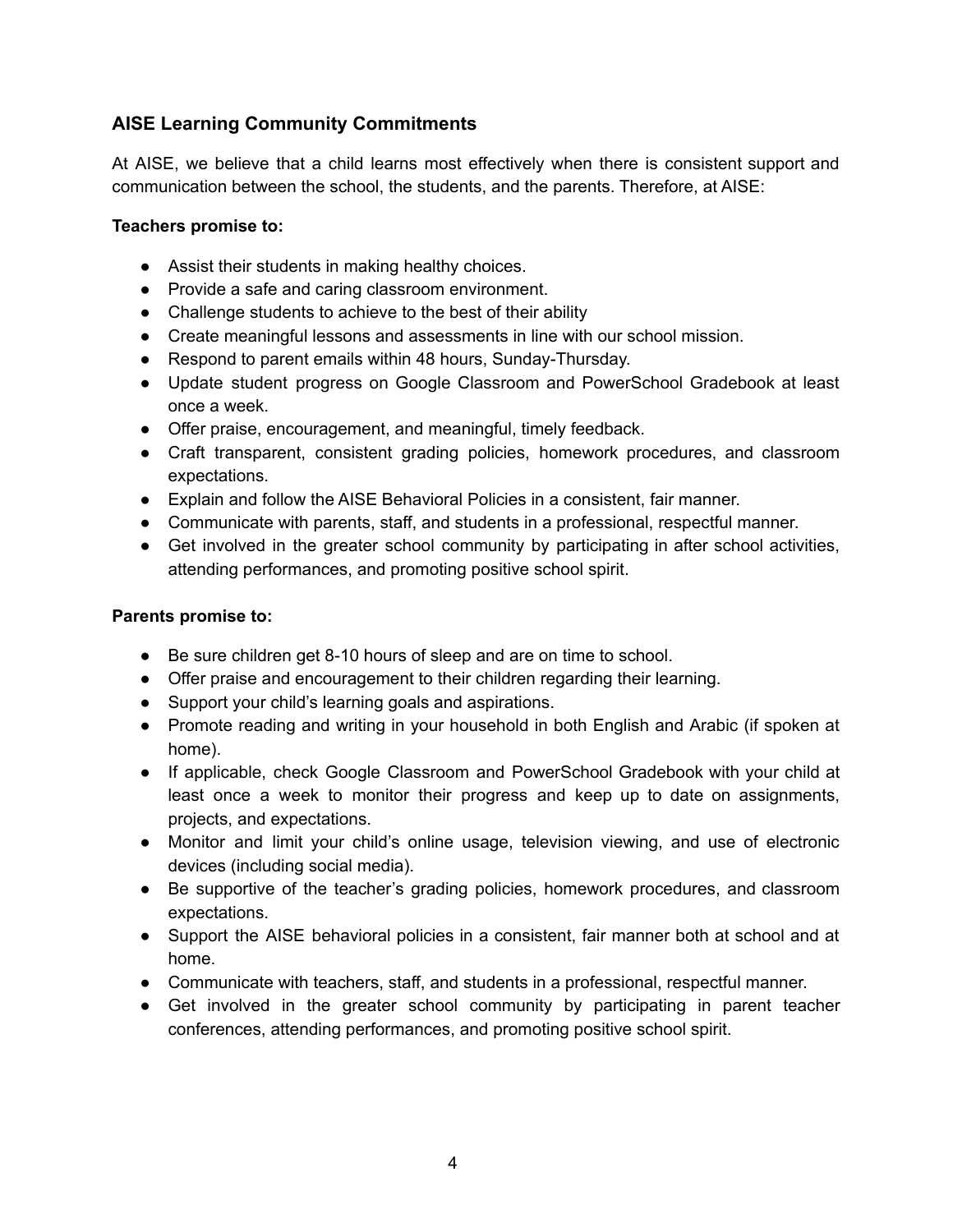## AISE Learning Community Commitments

At AISE, we believe that a child learns most effectively when there is consistent support and communication between the school, the students, and the parents. Therefore, at AISE:

**Teachers promise to:**

- Assist their students in making healthy choices.
- Provide a safe and caring classroom environment.
- Challenge students to achieve to the best of their ability
- Create meaningful lessons and assessments in line with our school mission.
- Respond to parent emails within 48 hours, Sunday-Thursday.
- Update student progress on Google Classroom and PowerSchool Gradebook at least once a week.
- Offer praise, encouragement, and meaningful, timely feedback.
- Craft transparent, consistent grading policies, homework procedures, and classroom expectations.
- Explain and follow the AISE Behavioral Policies in a consistent, fair manner.
- Communicate with parents, staff, and students in a professional, respectful manner.
- Get involved in the greater school community by participating in after school activities, attending performances, and promoting positive school spirit.

**Parents promise to:**

- Be sure children get 8-10 hours of sleep and are on time to school.
- Offer praise and encouragement to their children regarding their learning.
- Support your child's learning goals and aspirations.
- Promote reading and writing in your household in both English and Arabic (if spoken at home).
- If applicable, check Google Classroom and PowerSchool Gradebook with your child at least once a week to monitor their progress and keep up to date on assignments, projects, and expectations.
- Monitor and limit your child's online usage, television viewing, and use of electronic devices (including social media).
- Be supportive of the teacher's grading policies, homework procedures, and classroom expectations.
- Support the AISE behavioral policies in a consistent, fair manner both at school and at home.
- Communicate with teachers, staff, and students in a professional, respectful manner.
- Get involved in the greater school community by participating in parent teacher conferences, attending performances, and promoting positive school spirit.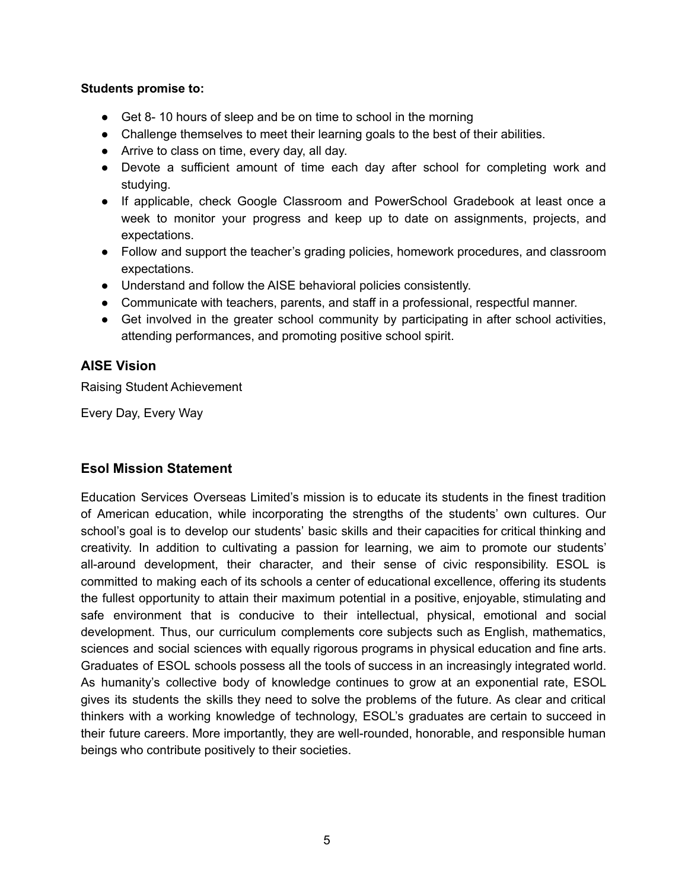**Students promise to:**

- Get 8- 10 hours of sleep and be on time to school in the morning
- Challenge themselves to meet their learning goals to the best of their abilities.
- Arrive to class on time, every day, all day.
- Devote a sufficient amount of time each day after school for completing work and studying.
- If applicable, check Google Classroom and PowerSchool Gradebook at least once a week to monitor your progress and keep up to date on assignments, projects, and expectations.
- Follow and support the teacher's grading policies, homework procedures, and classroom expectations.
- Understand and follow the AISE behavioral policies consistently.
- Communicate with teachers, parents, and staff in a professional, respectful manner.
- Get involved in the greater school community by participating in after school activities, attending performances, and promoting positive school spirit.

## AISE Vision

Raising Student Achievement

Every Day, Every Way

## Esol Mission Statement

Education Services Overseas Limited's mission is to educate its students in the finest tradition of American education, while incorporating the strengths of the students' own cultures. Our school's goal is to develop our students' basic skills and their capacities for critical thinking and creativity. In addition to cultivating a passion for learning, we aim to promote our students' all-around development, their character, and their sense of civic responsibility. ESOL is committed to making each of its schools a center of educational excellence, offering its students the fullest opportunity to attain their maximum potential in a positive, enjoyable, stimulating and safe environment that is conducive to their intellectual, physical, emotional and social development. Thus, our curriculum complements core subjects such as English, mathematics, sciences and social sciences with equally rigorous programs in physical education and fine arts. Graduates of ESOL schools possess all the tools of success in an increasingly integrated world. As humanity's collective body of knowledge continues to grow at an exponential rate, ESOL gives its students the skills they need to solve the problems of the future. As clear and critical thinkers with a working knowledge of technology, ESOL's graduates are certain to succeed in their future careers. More importantly, they are well-rounded, honorable, and responsible human beings who contribute positively to their societies.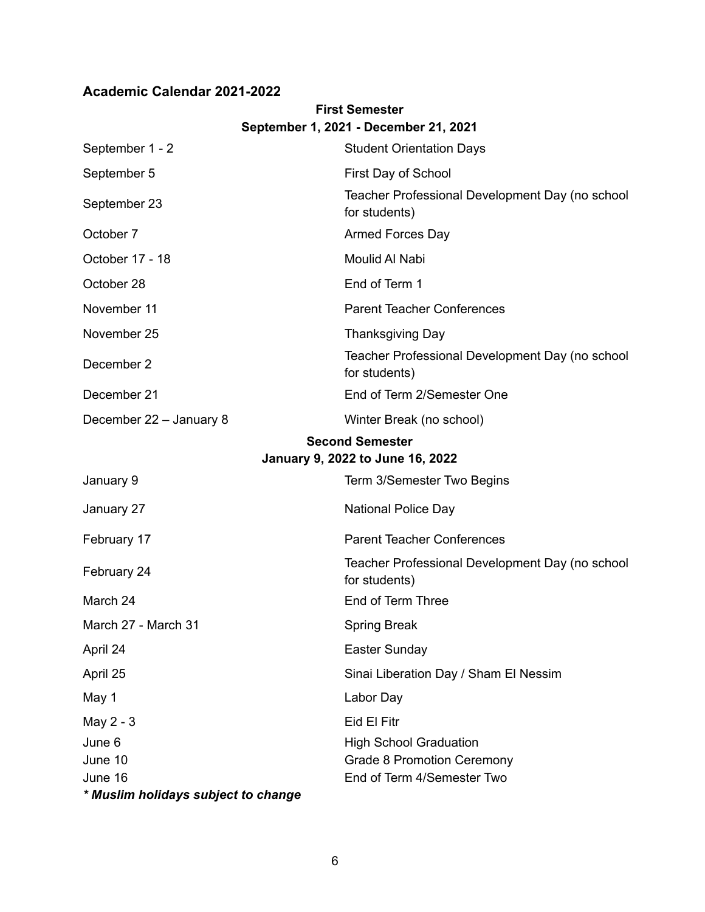## Academic Calendar 2021-2022

**First Semester**

**September 1, 2021 - December 21, 2021**

| | |
|---|---|
| September 1 - 2 | Student Orientation Days |
| September 5 | First Day of School |
| September 23 | Teacher Professional Development Day (no school for students) |
| October 7 | Armed Forces Day |
| October 17 - 18 | Moulid Al Nabi |
| October 28 | End of Term 1 |
| November 11 | Parent Teacher Conferences |
| November 25 | Thanksgiving Day |
| December 2 | Teacher Professional Development Day (no school for students) |
| December 21 | End of Term 2/Semester One |
| December 22 – January 8 | Winter Break (no school) |

**Second Semester**

**January 9, 2022 to June 16, 2022**

| | |
|---|---|
| January 9 | Term 3/Semester Two Begins |
| January 27 | National Police Day |
| February 17 | Parent Teacher Conferences |
| February 24 | Teacher Professional Development Day (no school for students) |
| March 24 | End of Term Three |
| March 27 - March 31 | Spring Break |
| April 24 | Easter Sunday |
| April 25 | Sinai Liberation Day / Sham El Nessim |
| May 1 | Labor Day |
| May 2 - 3 | Eid El Fitr |
| June 6 | High School Graduation |
| June 10 | Grade 8 Promotion Ceremony |
| June 16 | End of Term 4/Semester Two |

***\* Muslim holidays subject to change***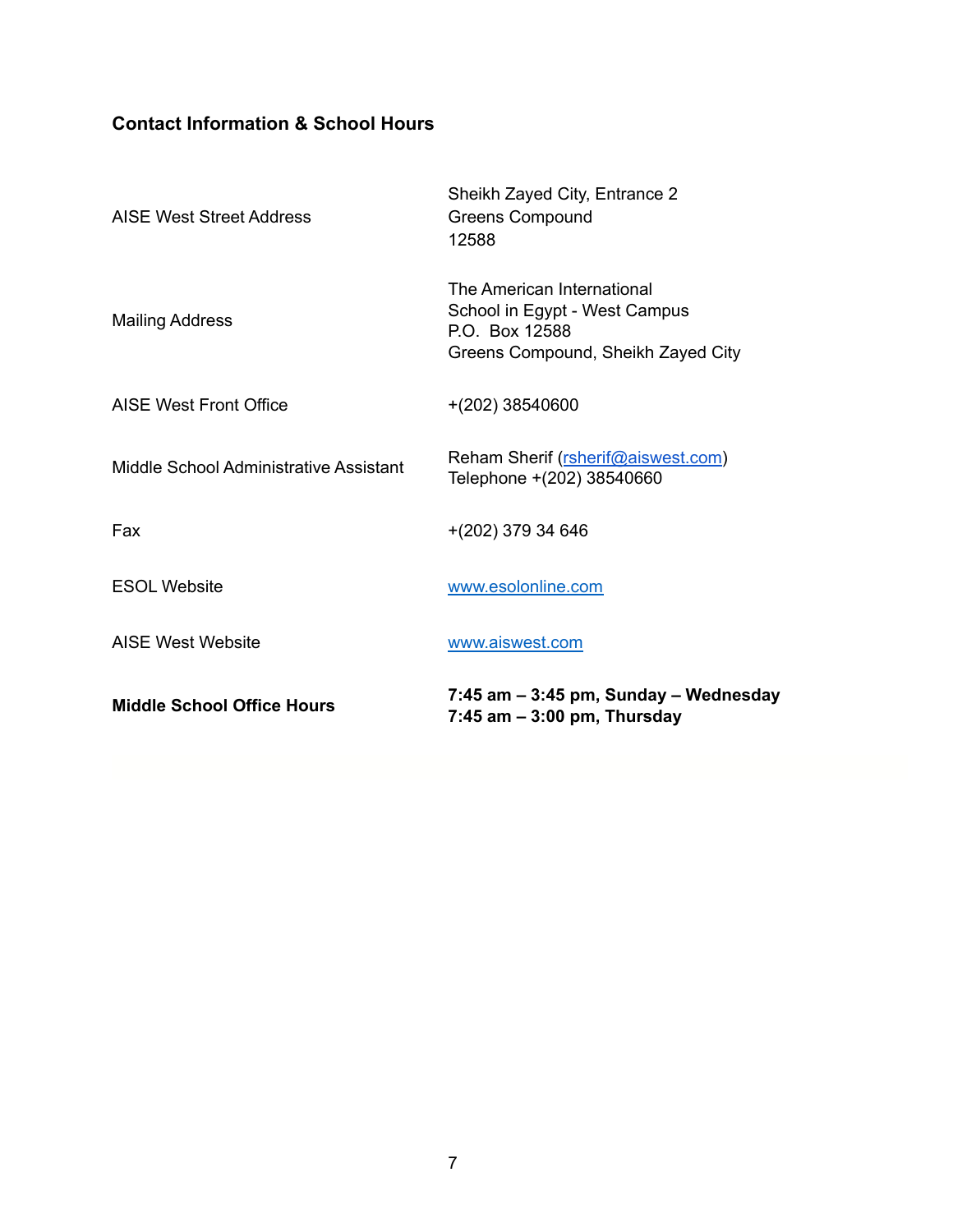## Contact Information & School Hours

| | |
|---|---|
| AISE West Street Address | Sheikh Zayed City, Entrance 2<br>Greens Compound<br>12588 |
| Mailing Address | The American International<br>School in Egypt - West Campus<br>P.O. Box 12588<br>Greens Compound, Sheikh Zayed City |
| AISE West Front Office | +(202) 38540600 |
| Middle School Administrative Assistant | Reham Sherif (rsherif@aiswest.com)<br>Telephone +(202) 38540660 |
| Fax | +(202) 379 34 646 |
| ESOL Website | www.esolonline.com |
| AISE West Website | www.aiswest.com |
| **Middle School Office Hours** | **7:45 am – 3:45 pm, Sunday – Wednesday**<br>**7:45 am – 3:00 pm, Thursday** |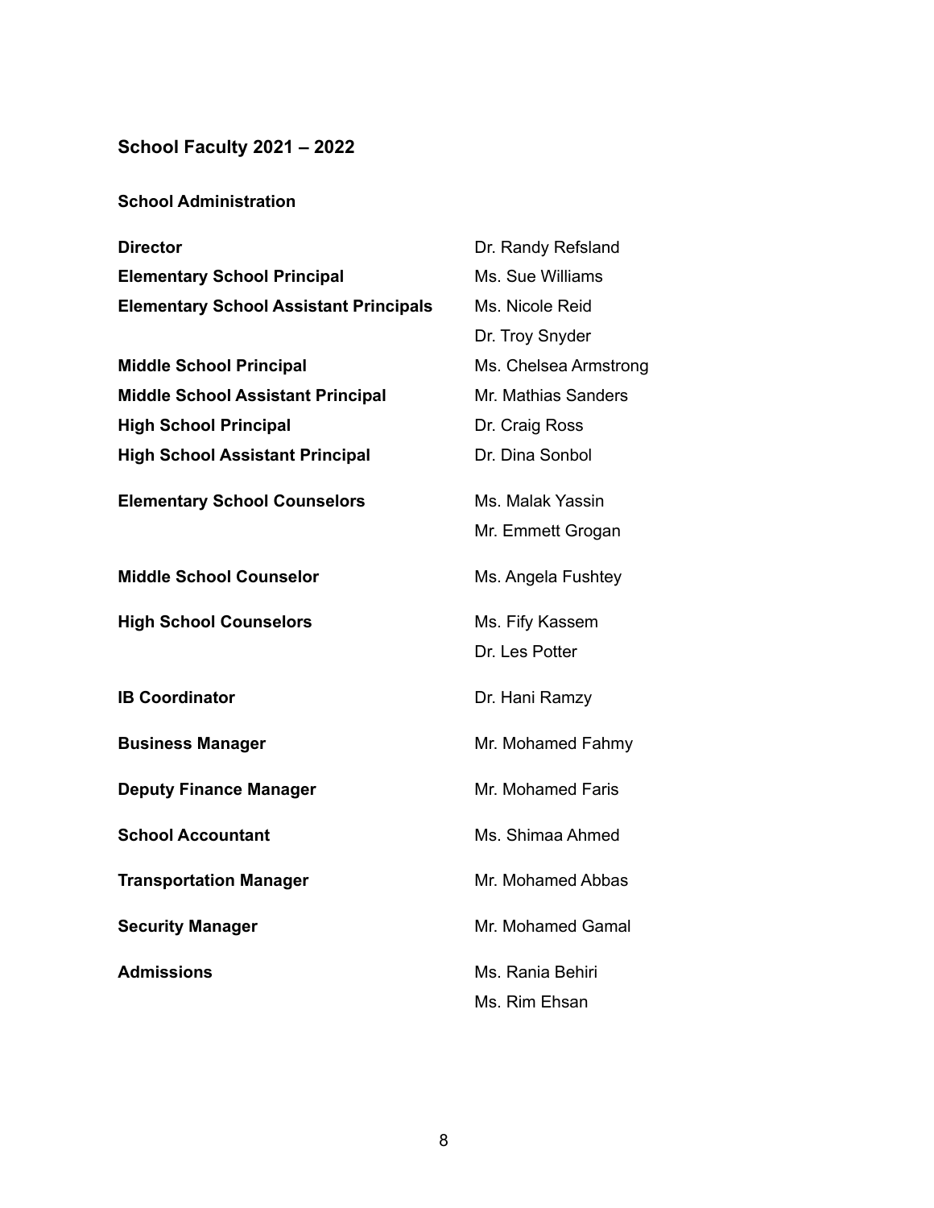## School Faculty 2021 – 2022

### School Administration

| Position | Name |
|---|---|
| **Director** | Dr. Randy Refsland |
| **Elementary School Principal** | Ms. Sue Williams |
| **Elementary School Assistant Principals** | Ms. Nicole Reid |
| | Dr. Troy Snyder |
| **Middle School Principal** | Ms. Chelsea Armstrong |
| **Middle School Assistant Principal** | Mr. Mathias Sanders |
| **High School Principal** | Dr. Craig Ross |
| **High School Assistant Principal** | Dr. Dina Sonbol |
| **Elementary School Counselors** | Ms. Malak Yassin |
| | Mr. Emmett Grogan |
| **Middle School Counselor** | Ms. Angela Fushtey |
| **High School Counselors** | Ms. Fify Kassem |
| | Dr. Les Potter |
| **IB Coordinator** | Dr. Hani Ramzy |
| **Business Manager** | Mr. Mohamed Fahmy |
| **Deputy Finance Manager** | Mr. Mohamed Faris |
| **School Accountant** | Ms. Shimaa Ahmed |
| **Transportation Manager** | Mr. Mohamed Abbas |
| **Security Manager** | Mr. Mohamed Gamal |
| **Admissions** | Ms. Rania Behiri |
| | Ms. Rim Ehsan |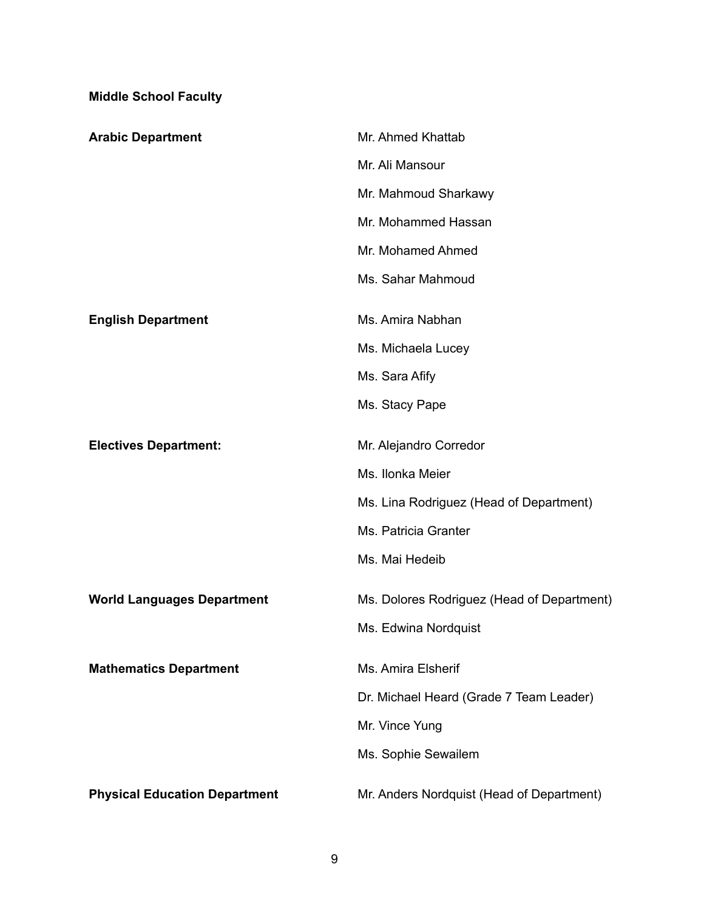**Middle School Faculty**

| | |
|---|---|
| **Arabic Department** | Mr. Ahmed Khattab |
| | Mr. Ali Mansour |
| | Mr. Mahmoud Sharkawy |
| | Mr. Mohammed Hassan |
| | Mr. Mohamed Ahmed |
| | Ms. Sahar Mahmoud |
| **English Department** | Ms. Amira Nabhan |
| | Ms. Michaela Lucey |
| | Ms. Sara Afify |
| | Ms. Stacy Pape |
| **Electives Department:** | Mr. Alejandro Corredor |
| | Ms. Ilonka Meier |
| | Ms. Lina Rodriguez (Head of Department) |
| | Ms. Patricia Granter |
| | Ms. Mai Hedeib |
| **World Languages Department** | Ms. Dolores Rodriguez (Head of Department) |
| | Ms. Edwina Nordquist |
| **Mathematics Department** | Ms. Amira Elsherif |
| | Dr. Michael Heard (Grade 7 Team Leader) |
| | Mr. Vince Yung |
| | Ms. Sophie Sewailem |
| **Physical Education Department** | Mr. Anders Nordquist (Head of Department) |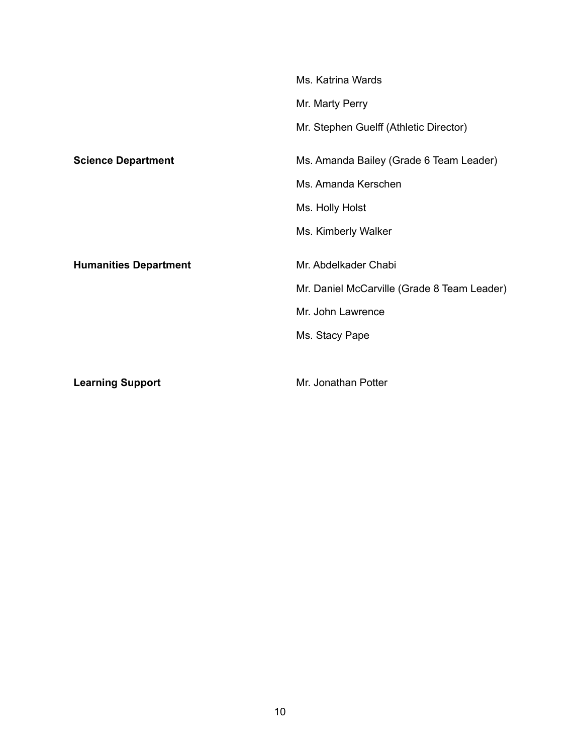| | |
|---|---|
| | Ms. Katrina Wards |
| | Mr. Marty Perry |
| | Mr. Stephen Guelff (Athletic Director) |
| **Science Department** | Ms. Amanda Bailey (Grade 6 Team Leader) |
| | Ms. Amanda Kerschen |
| | Ms. Holly Holst |
| | Ms. Kimberly Walker |
| **Humanities Department** | Mr. Abdelkader Chabi |
| | Mr. Daniel McCarville (Grade 8 Team Leader) |
| | Mr. John Lawrence |
| | Ms. Stacy Pape |
| **Learning Support** | Mr. Jonathan Potter |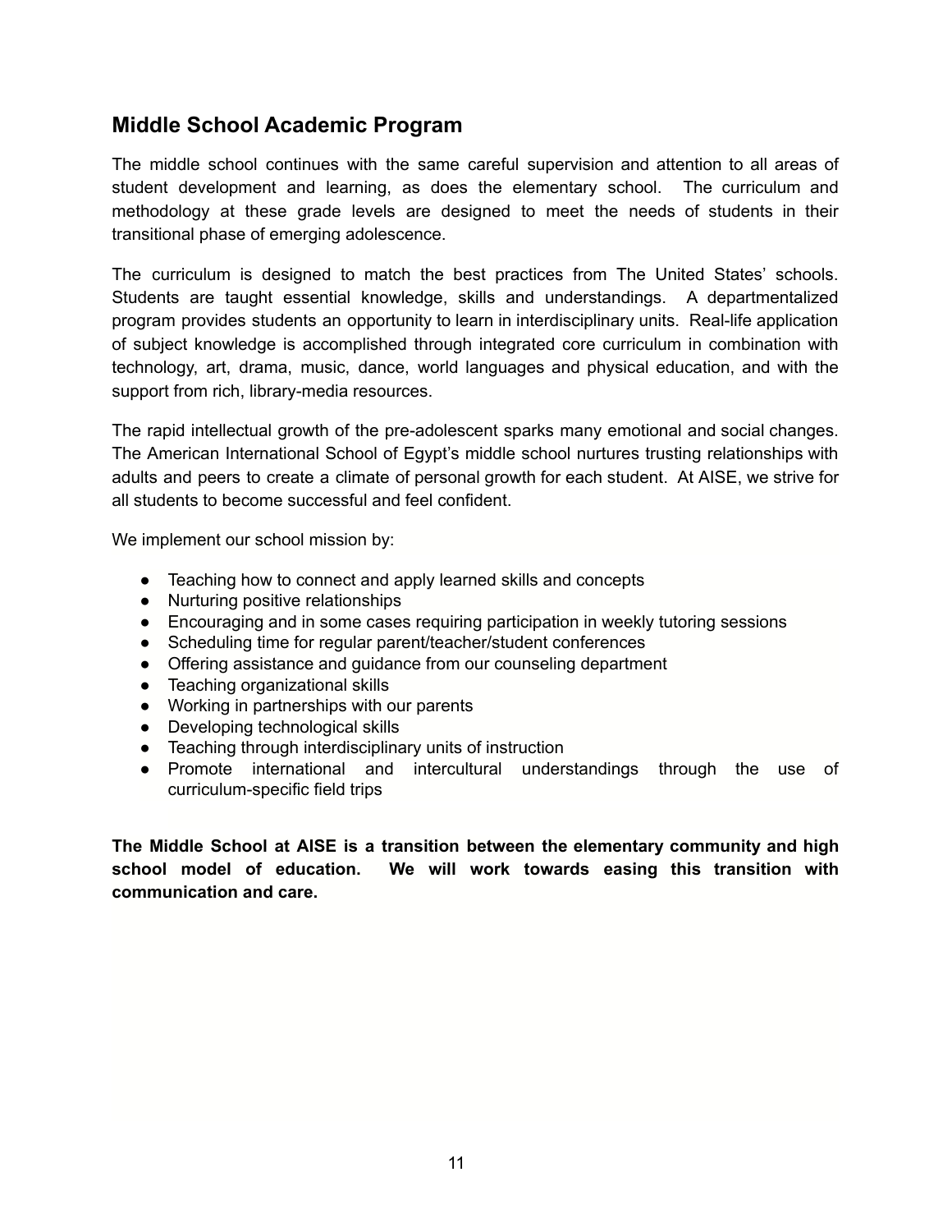## Middle School Academic Program

The middle school continues with the same careful supervision and attention to all areas of student development and learning, as does the elementary school. The curriculum and methodology at these grade levels are designed to meet the needs of students in their transitional phase of emerging adolescence.

The curriculum is designed to match the best practices from The United States' schools. Students are taught essential knowledge, skills and understandings. A departmentalized program provides students an opportunity to learn in interdisciplinary units. Real-life application of subject knowledge is accomplished through integrated core curriculum in combination with technology, art, drama, music, dance, world languages and physical education, and with the support from rich, library-media resources.

The rapid intellectual growth of the pre-adolescent sparks many emotional and social changes. The American International School of Egypt's middle school nurtures trusting relationships with adults and peers to create a climate of personal growth for each student. At AISE, we strive for all students to become successful and feel confident.

We implement our school mission by:

- Teaching how to connect and apply learned skills and concepts
- Nurturing positive relationships
- Encouraging and in some cases requiring participation in weekly tutoring sessions
- Scheduling time for regular parent/teacher/student conferences
- Offering assistance and guidance from our counseling department
- Teaching organizational skills
- Working in partnerships with our parents
- Developing technological skills
- Teaching through interdisciplinary units of instruction
- Promote international and intercultural understandings through the use of curriculum-specific field trips

**The Middle School at AISE is a transition between the elementary community and high school model of education. We will work towards easing this transition with communication and care.**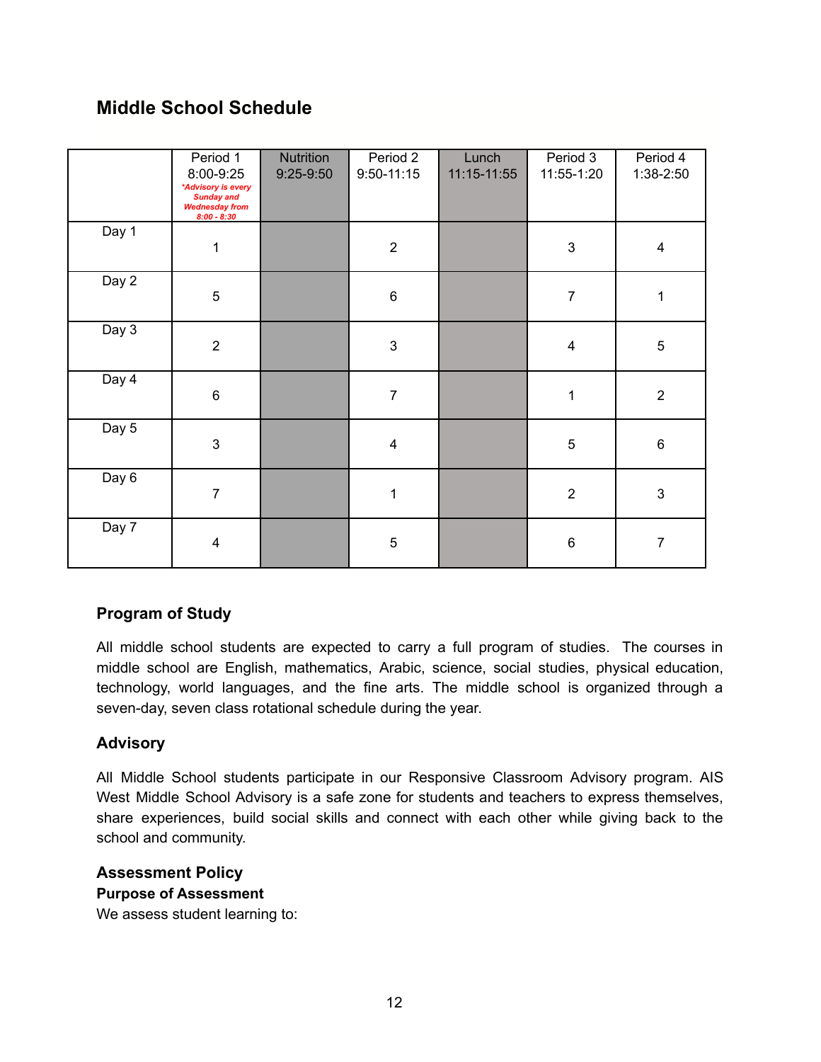## Middle School Schedule

| | Period 1 8:00-9:25 *Advisory is every Sunday and Wednesday from 8:00 - 8:30 | Nutrition 9:25-9:50 | Period 2 9:50-11:15 | Lunch 11:15-11:55 | Period 3 11:55-1:20 | Period 4 1:38-2:50 |
|---|---|---|---|---|---|---|
| Day 1 | 1 | | 2 | | 3 | 4 |
| Day 2 | 5 | | 6 | | 7 | 1 |
| Day 3 | 2 | | 3 | | 4 | 5 |
| Day 4 | 6 | | 7 | | 1 | 2 |
| Day 5 | 3 | | 4 | | 5 | 6 |
| Day 6 | 7 | | 1 | | 2 | 3 |
| Day 7 | 4 | | 5 | | 6 | 7 |

### Program of Study

All middle school students are expected to carry a full program of studies. The courses in middle school are English, mathematics, Arabic, science, social studies, physical education, technology, world languages, and the fine arts. The middle school is organized through a seven-day, seven class rotational schedule during the year.

### Advisory

All Middle School students participate in our Responsive Classroom Advisory program. AIS West Middle School Advisory is a safe zone for students and teachers to express themselves, share experiences, build social skills and connect with each other while giving back to the school and community.

### Assessment Policy

**Purpose of Assessment**

We assess student learning to: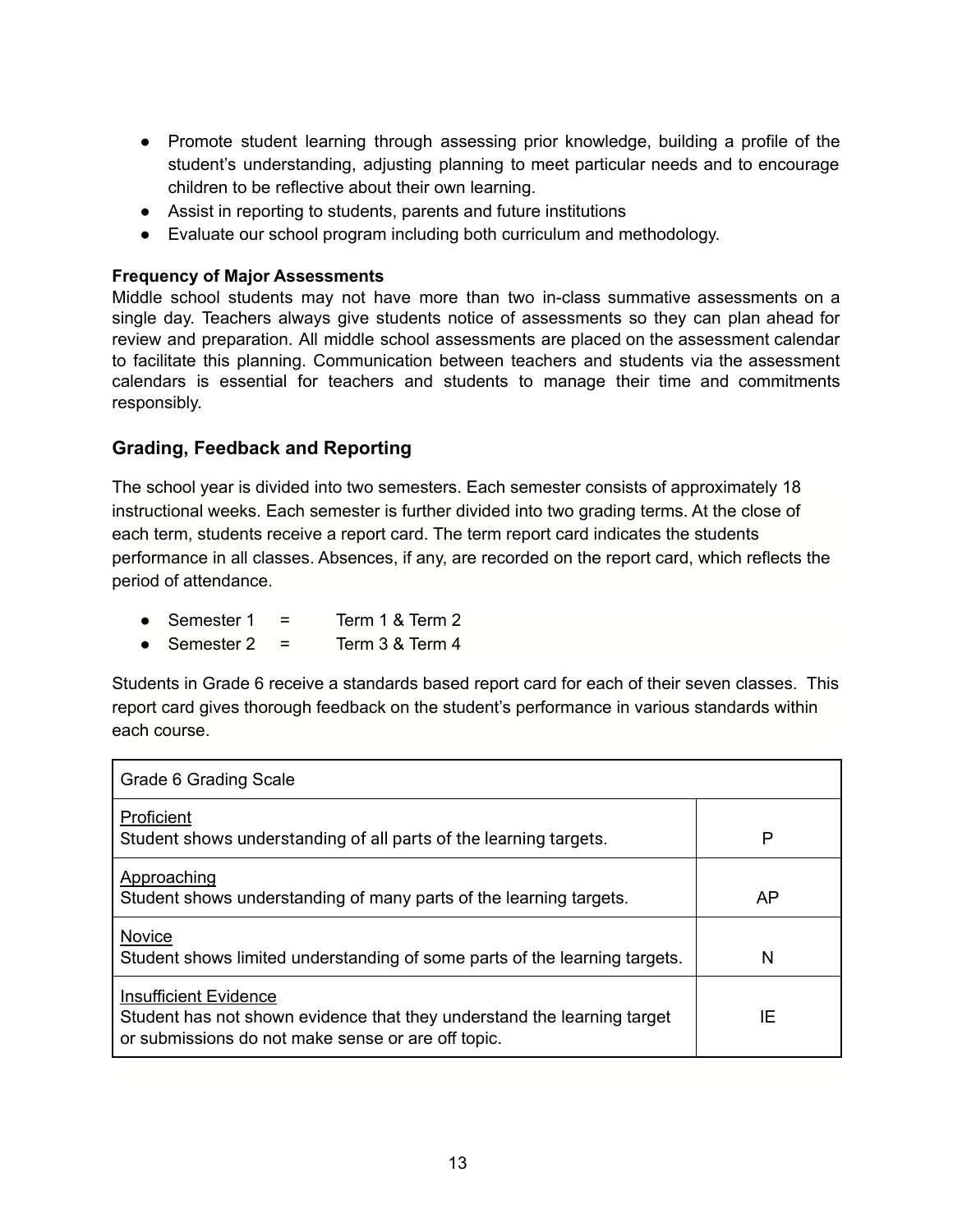- Promote student learning through assessing prior knowledge, building a profile of the student's understanding, adjusting planning to meet particular needs and to encourage children to be reflective about their own learning.
- Assist in reporting to students, parents and future institutions
- Evaluate our school program including both curriculum and methodology.

**Frequency of Major Assessments**

Middle school students may not have more than two in-class summative assessments on a single day. Teachers always give students notice of assessments so they can plan ahead for review and preparation. All middle school assessments are placed on the assessment calendar to facilitate this planning. Communication between teachers and students via the assessment calendars is essential for teachers and students to manage their time and commitments responsibly.

## Grading, Feedback and Reporting

The school year is divided into two semesters. Each semester consists of approximately 18 instructional weeks. Each semester is further divided into two grading terms. At the close of each term, students receive a report card. The term report card indicates the students performance in all classes. Absences, if any, are recorded on the report card, which reflects the period of attendance.

- Semester 1 = Term 1 & Term 2
- Semester 2 = Term 3 & Term 4

Students in Grade 6 receive a standards based report card for each of their seven classes. This report card gives thorough feedback on the student's performance in various standards within each course.

| Grade 6 Grading Scale | |
|---|---|
| Proficient<br>Student shows understanding of all parts of the learning targets. | P |
| Approaching<br>Student shows understanding of many parts of the learning targets. | AP |
| Novice<br>Student shows limited understanding of some parts of the learning targets. | N |
| Insufficient Evidence<br>Student has not shown evidence that they understand the learning target or submissions do not make sense or are off topic. | IE |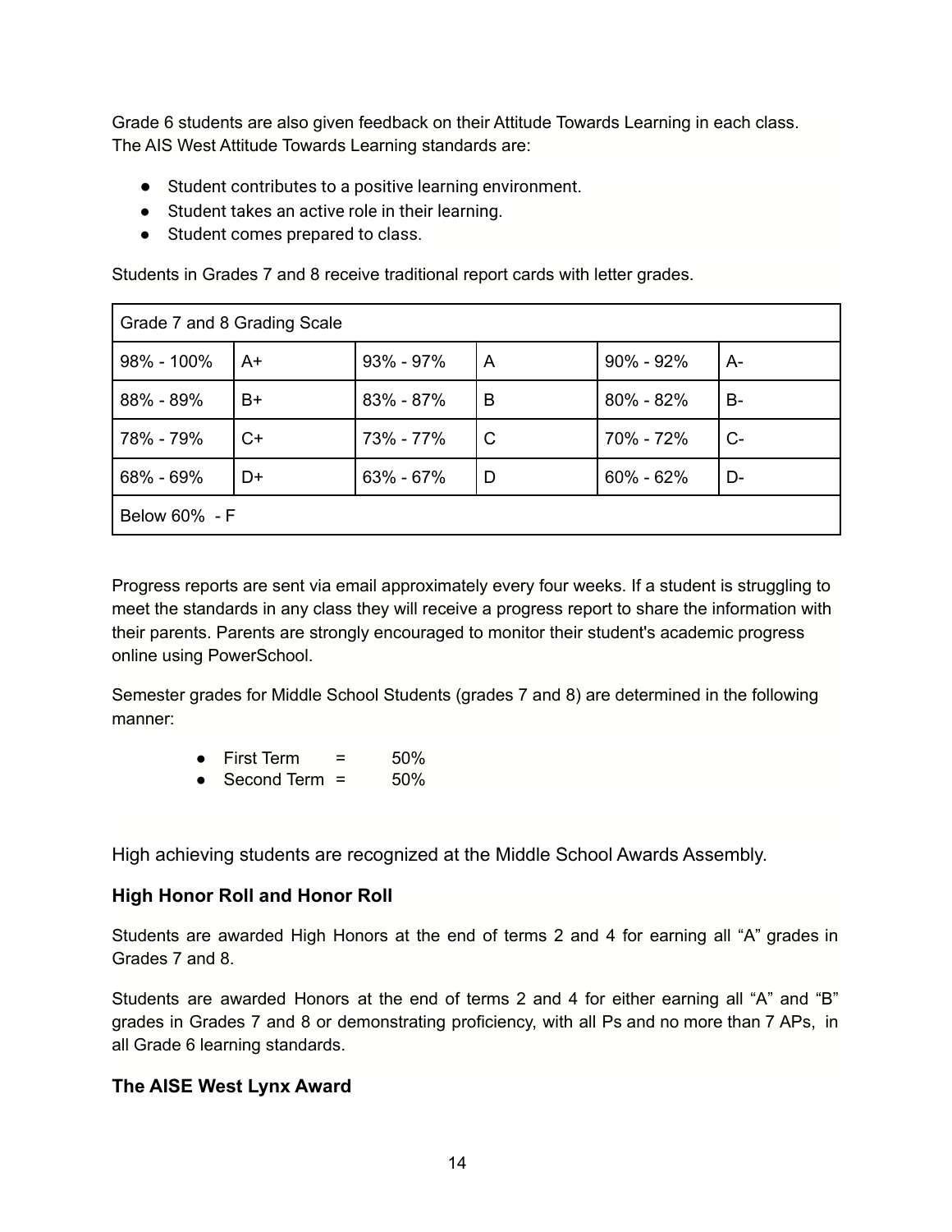Grade 6 students are also given feedback on their Attitude Towards Learning in each class. The AIS West Attitude Towards Learning standards are:

- Student contributes to a positive learning environment.
- Student takes an active role in their learning.
- Student comes prepared to class.

Students in Grades 7 and 8 receive traditional report cards with letter grades.

| Grade 7 and 8 Grading Scale | | | | | |
|---|---|---|---|---|---|
| 98% - 100% | A+ | 93% - 97% | A | 90% - 92% | A- |
| 88% - 89% | B+ | 83% - 87% | B | 80% - 82% | B- |
| 78% - 79% | C+ | 73% - 77% | C | 70% - 72% | C- |
| 68% - 69% | D+ | 63% - 67% | D | 60% - 62% | D- |
| Below 60% - F | | | | | |

Progress reports are sent via email approximately every four weeks. If a student is struggling to meet the standards in any class they will receive a progress report to share the information with their parents. Parents are strongly encouraged to monitor their student's academic progress online using PowerSchool.

Semester grades for Middle School Students (grades 7 and 8) are determined in the following manner:

- First Term = 50%
- Second Term = 50%

High achieving students are recognized at the Middle School Awards Assembly.

### High Honor Roll and Honor Roll

Students are awarded High Honors at the end of terms 2 and 4 for earning all "A" grades in Grades 7 and 8.

Students are awarded Honors at the end of terms 2 and 4 for either earning all "A" and "B" grades in Grades 7 and 8 or demonstrating proficiency, with all Ps and no more than 7 APs, in all Grade 6 learning standards.

### The AISE West Lynx Award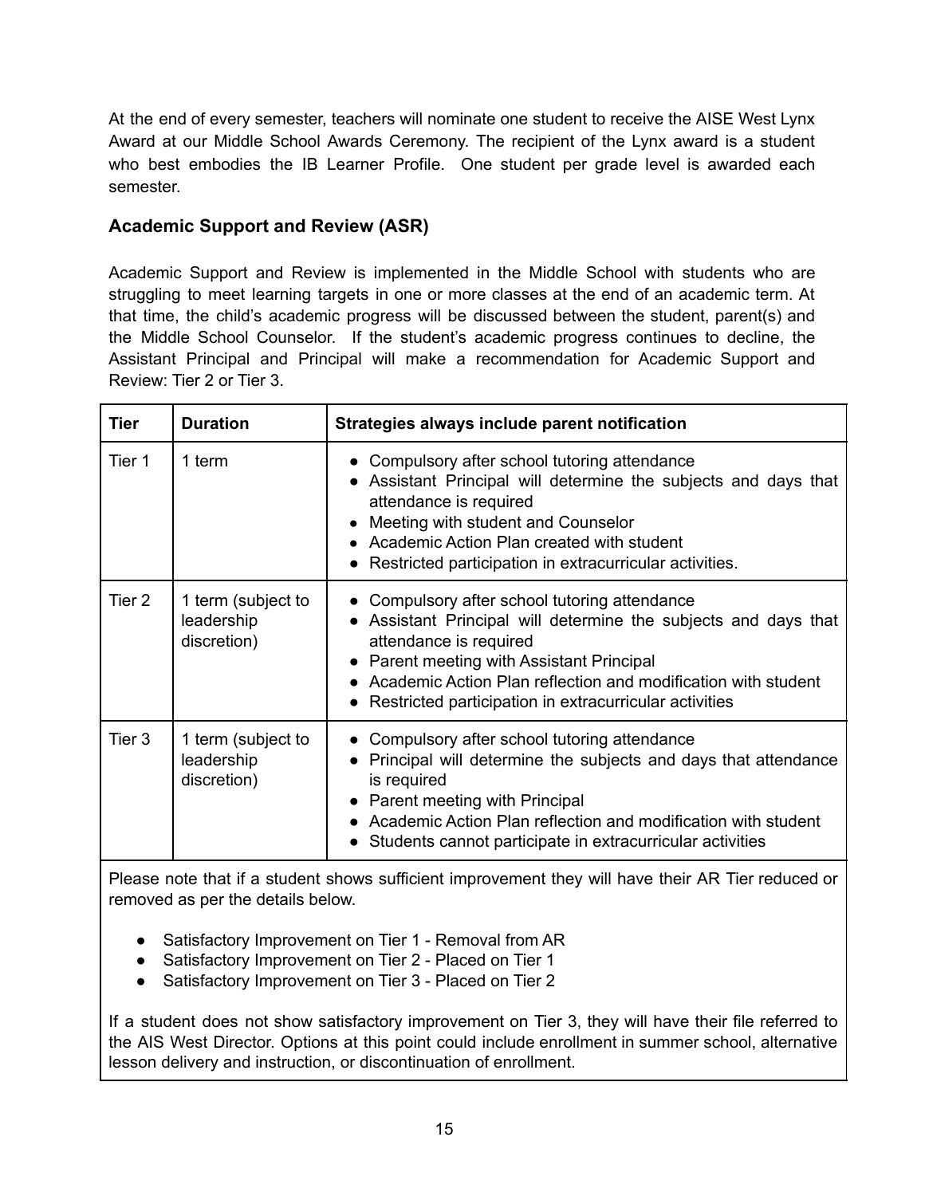At the end of every semester, teachers will nominate one student to receive the AISE West Lynx Award at our Middle School Awards Ceremony. The recipient of the Lynx award is a student who best embodies the IB Learner Profile. One student per grade level is awarded each semester.

### Academic Support and Review (ASR)

Academic Support and Review is implemented in the Middle School with students who are struggling to meet learning targets in one or more classes at the end of an academic term. At that time, the child's academic progress will be discussed between the student, parent(s) and the Middle School Counselor. If the student's academic progress continues to decline, the Assistant Principal and Principal will make a recommendation for Academic Support and Review: Tier 2 or Tier 3.

| Tier | Duration | Strategies always include parent notification |
|---|---|---|
| Tier 1 | 1 term | • Compulsory after school tutoring attendance<br>• Assistant Principal will determine the subjects and days that attendance is required<br>• Meeting with student and Counselor<br>• Academic Action Plan created with student<br>• Restricted participation in extracurricular activities. |
| Tier 2 | 1 term (subject to leadership discretion) | • Compulsory after school tutoring attendance<br>• Assistant Principal will determine the subjects and days that attendance is required<br>• Parent meeting with Assistant Principal<br>• Academic Action Plan reflection and modification with student<br>• Restricted participation in extracurricular activities |
| Tier 3 | 1 term (subject to leadership discretion) | • Compulsory after school tutoring attendance<br>• Principal will determine the subjects and days that attendance is required<br>• Parent meeting with Principal<br>• Academic Action Plan reflection and modification with student<br>• Students cannot participate in extracurricular activities |

Please note that if a student shows sufficient improvement they will have their AR Tier reduced or removed as per the details below.

- Satisfactory Improvement on Tier 1 - Removal from AR
- Satisfactory Improvement on Tier 2 - Placed on Tier 1
- Satisfactory Improvement on Tier 3 - Placed on Tier 2

If a student does not show satisfactory improvement on Tier 3, they will have their file referred to the AIS West Director. Options at this point could include enrollment in summer school, alternative lesson delivery and instruction, or discontinuation of enrollment.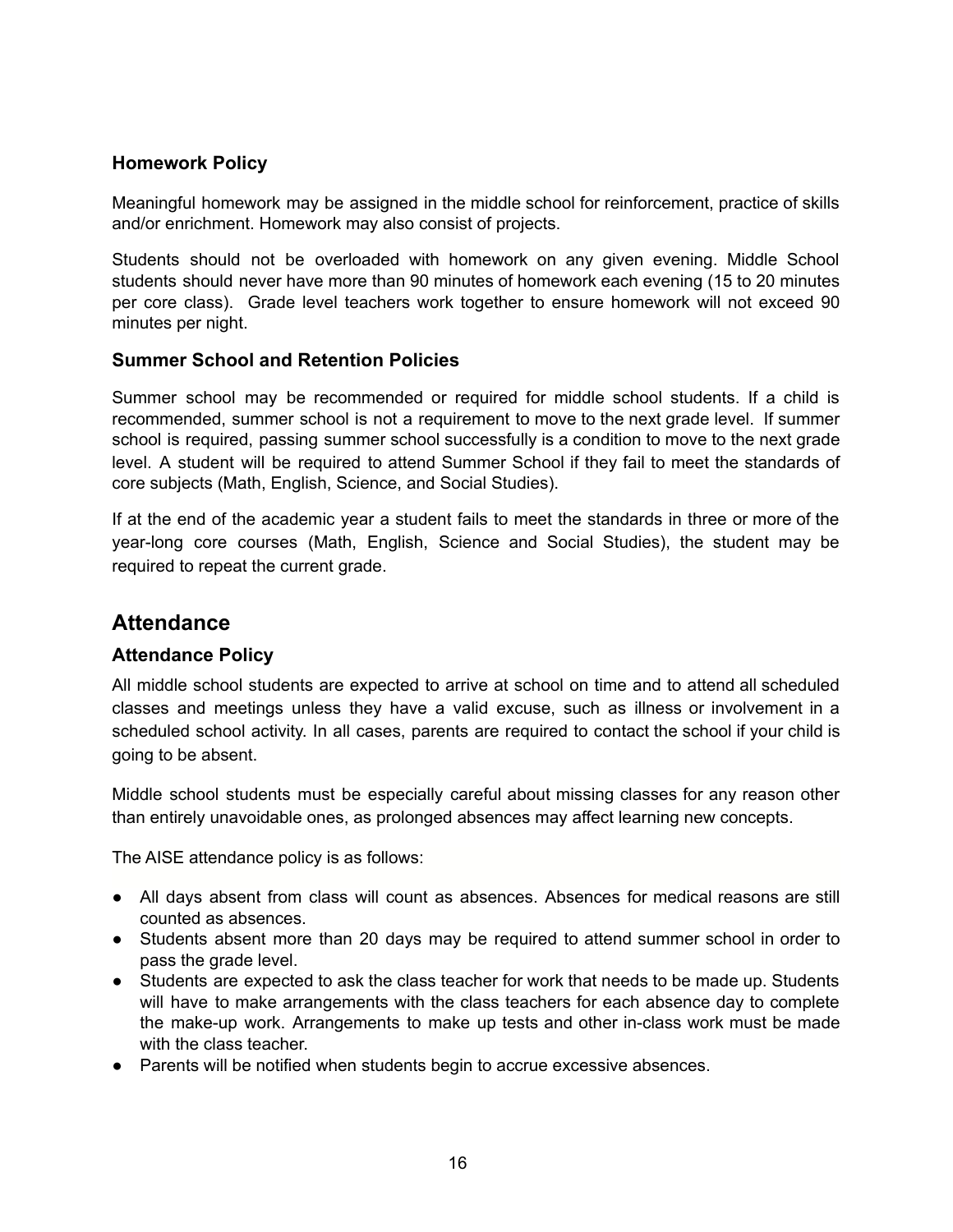### Homework Policy

Meaningful homework may be assigned in the middle school for reinforcement, practice of skills and/or enrichment. Homework may also consist of projects.

Students should not be overloaded with homework on any given evening. Middle School students should never have more than 90 minutes of homework each evening (15 to 20 minutes per core class). Grade level teachers work together to ensure homework will not exceed 90 minutes per night.

### Summer School and Retention Policies

Summer school may be recommended or required for middle school students. If a child is recommended, summer school is not a requirement to move to the next grade level. If summer school is required, passing summer school successfully is a condition to move to the next grade level. A student will be required to attend Summer School if they fail to meet the standards of core subjects (Math, English, Science, and Social Studies).

If at the end of the academic year a student fails to meet the standards in three or more of the year-long core courses (Math, English, Science and Social Studies), the student may be required to repeat the current grade.

## Attendance

### Attendance Policy

All middle school students are expected to arrive at school on time and to attend all scheduled classes and meetings unless they have a valid excuse, such as illness or involvement in a scheduled school activity. In all cases, parents are required to contact the school if your child is going to be absent.

Middle school students must be especially careful about missing classes for any reason other than entirely unavoidable ones, as prolonged absences may affect learning new concepts.

The AISE attendance policy is as follows:

- All days absent from class will count as absences. Absences for medical reasons are still counted as absences.
- Students absent more than 20 days may be required to attend summer school in order to pass the grade level.
- Students are expected to ask the class teacher for work that needs to be made up. Students will have to make arrangements with the class teachers for each absence day to complete the make-up work. Arrangements to make up tests and other in-class work must be made with the class teacher.
- Parents will be notified when students begin to accrue excessive absences.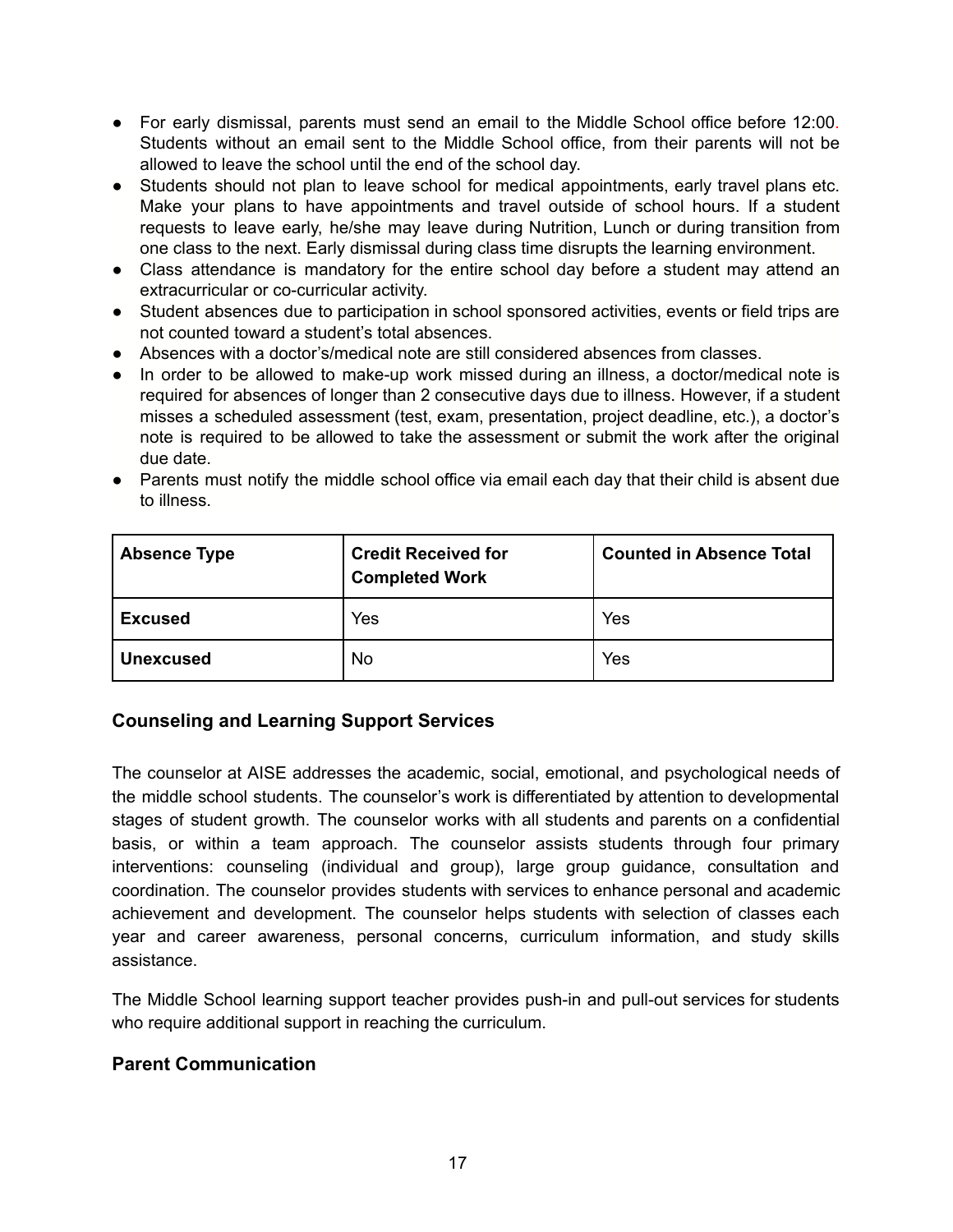- For early dismissal, parents must send an email to the Middle School office before 12:00. Students without an email sent to the Middle School office, from their parents will not be allowed to leave the school until the end of the school day.
- Students should not plan to leave school for medical appointments, early travel plans etc. Make your plans to have appointments and travel outside of school hours. If a student requests to leave early, he/she may leave during Nutrition, Lunch or during transition from one class to the next. Early dismissal during class time disrupts the learning environment.
- Class attendance is mandatory for the entire school day before a student may attend an extracurricular or co-curricular activity.
- Student absences due to participation in school sponsored activities, events or field trips are not counted toward a student's total absences.
- Absences with a doctor's/medical note are still considered absences from classes.
- In order to be allowed to make-up work missed during an illness, a doctor/medical note is required for absences of longer than 2 consecutive days due to illness. However, if a student misses a scheduled assessment (test, exam, presentation, project deadline, etc.), a doctor's note is required to be allowed to take the assessment or submit the work after the original due date.
- Parents must notify the middle school office via email each day that their child is absent due to illness.

| **Absence Type** | **Credit Received for Completed Work** | **Counted in Absence Total** |
|---|---|---|
| **Excused** | Yes | Yes |
| **Unexcused** | No | Yes |

### Counseling and Learning Support Services

The counselor at AISE addresses the academic, social, emotional, and psychological needs of the middle school students. The counselor's work is differentiated by attention to developmental stages of student growth. The counselor works with all students and parents on a confidential basis, or within a team approach. The counselor assists students through four primary interventions: counseling (individual and group), large group guidance, consultation and coordination. The counselor provides students with services to enhance personal and academic achievement and development. The counselor helps students with selection of classes each year and career awareness, personal concerns, curriculum information, and study skills assistance.

The Middle School learning support teacher provides push-in and pull-out services for students who require additional support in reaching the curriculum.

### Parent Communication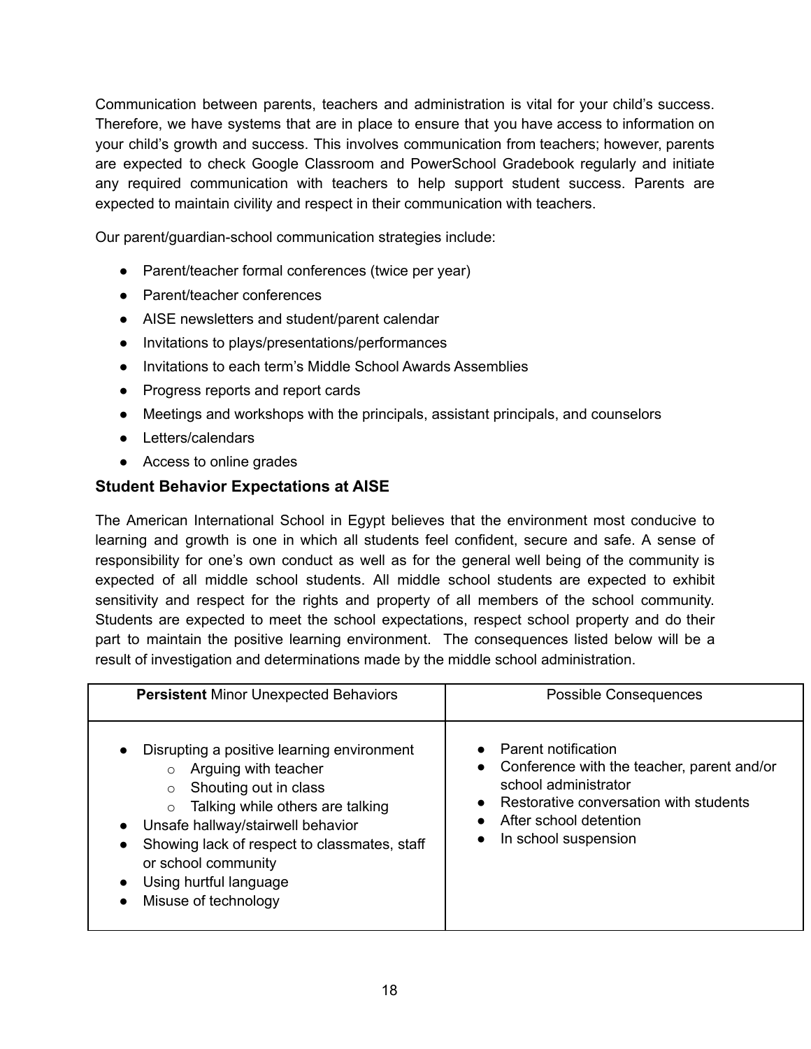Communication between parents, teachers and administration is vital for your child's success. Therefore, we have systems that are in place to ensure that you have access to information on your child's growth and success. This involves communication from teachers; however, parents are expected to check Google Classroom and PowerSchool Gradebook regularly and initiate any required communication with teachers to help support student success. Parents are expected to maintain civility and respect in their communication with teachers.

Our parent/guardian-school communication strategies include:

- Parent/teacher formal conferences (twice per year)
- Parent/teacher conferences
- AISE newsletters and student/parent calendar
- Invitations to plays/presentations/performances
- Invitations to each term's Middle School Awards Assemblies
- Progress reports and report cards
- Meetings and workshops with the principals, assistant principals, and counselors
- Letters/calendars
- Access to online grades

### Student Behavior Expectations at AISE

The American International School in Egypt believes that the environment most conducive to learning and growth is one in which all students feel confident, secure and safe. A sense of responsibility for one's own conduct as well as for the general well being of the community is expected of all middle school students. All middle school students are expected to exhibit sensitivity and respect for the rights and property of all members of the school community. Students are expected to meet the school expectations, respect school property and do their part to maintain the positive learning environment. The consequences listed below will be a result of investigation and determinations made by the middle school administration.

| **Persistent** Minor Unexpected Behaviors | Possible Consequences |
|---|---|
| • Disrupting a positive learning environment<br>&nbsp;&nbsp;&nbsp;&nbsp;○ Arguing with teacher<br>&nbsp;&nbsp;&nbsp;&nbsp;○ Shouting out in class<br>&nbsp;&nbsp;&nbsp;&nbsp;○ Talking while others are talking<br>• Unsafe hallway/stairwell behavior<br>• Showing lack of respect to classmates, staff or school community<br>• Using hurtful language<br>• Misuse of technology | • Parent notification<br>• Conference with the teacher, parent and/or school administrator<br>• Restorative conversation with students<br>• After school detention<br>• In school suspension |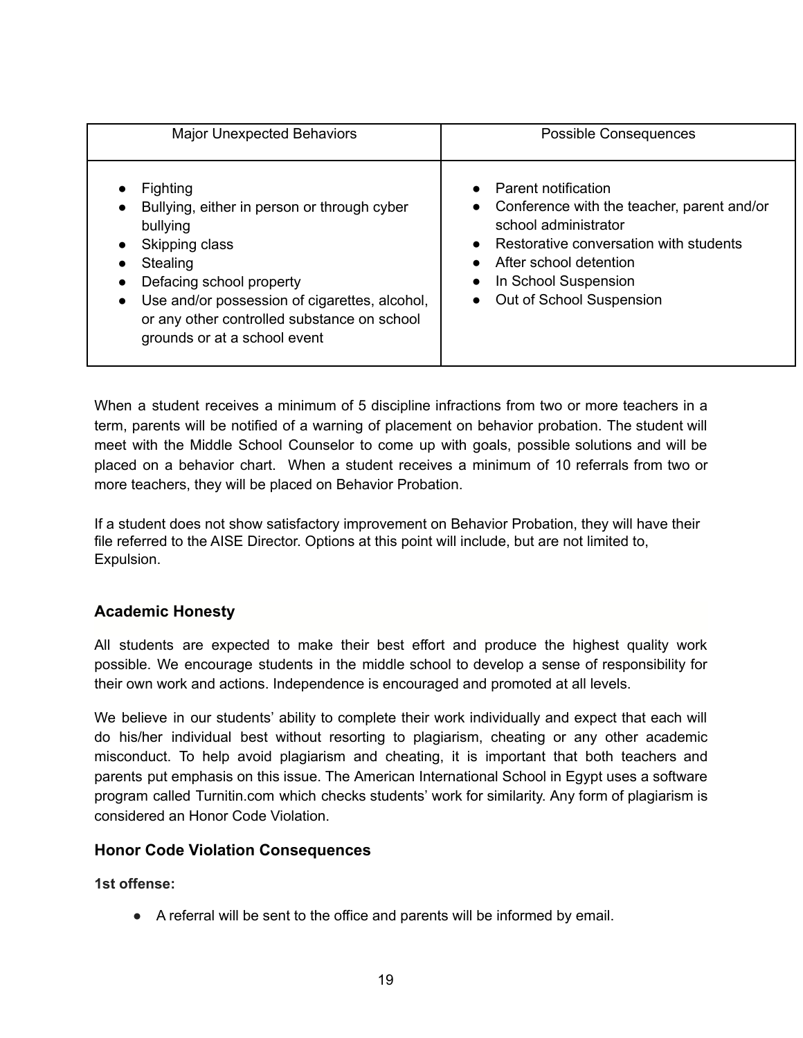| Major Unexpected Behaviors | Possible Consequences |
|---|---|
| • Fighting<br>• Bullying, either in person or through cyber bullying<br>• Skipping class<br>• Stealing<br>• Defacing school property<br>• Use and/or possession of cigarettes, alcohol, or any other controlled substance on school grounds or at a school event | • Parent notification<br>• Conference with the teacher, parent and/or school administrator<br>• Restorative conversation with students<br>• After school detention<br>• In School Suspension<br>• Out of School Suspension |

When a student receives a minimum of 5 discipline infractions from two or more teachers in a term, parents will be notified of a warning of placement on behavior probation. The student will meet with the Middle School Counselor to come up with goals, possible solutions and will be placed on a behavior chart. When a student receives a minimum of 10 referrals from two or more teachers, they will be placed on Behavior Probation.

If a student does not show satisfactory improvement on Behavior Probation, they will have their file referred to the AISE Director. Options at this point will include, but are not limited to, Expulsion.

## Academic Honesty

All students are expected to make their best effort and produce the highest quality work possible. We encourage students in the middle school to develop a sense of responsibility for their own work and actions. Independence is encouraged and promoted at all levels.

We believe in our students' ability to complete their work individually and expect that each will do his/her individual best without resorting to plagiarism, cheating or any other academic misconduct. To help avoid plagiarism and cheating, it is important that both teachers and parents put emphasis on this issue. The American International School in Egypt uses a software program called Turnitin.com which checks students' work for similarity. Any form of plagiarism is considered an Honor Code Violation.

## Honor Code Violation Consequences

**1st offense:**

- A referral will be sent to the office and parents will be informed by email.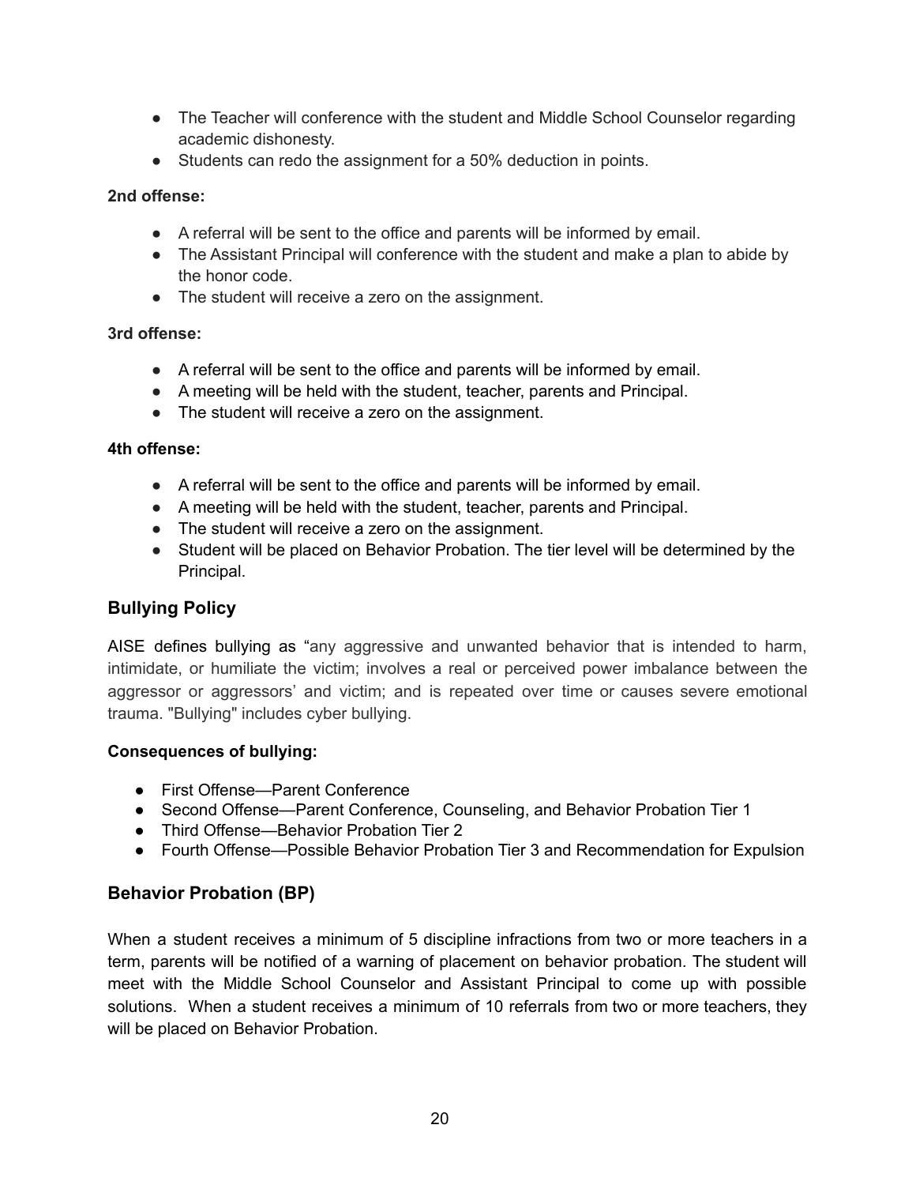- The Teacher will conference with the student and Middle School Counselor regarding academic dishonesty.
- Students can redo the assignment for a 50% deduction in points.

**2nd offense:**

- A referral will be sent to the office and parents will be informed by email.
- The Assistant Principal will conference with the student and make a plan to abide by the honor code.
- The student will receive a zero on the assignment.

**3rd offense:**

- A referral will be sent to the office and parents will be informed by email.
- A meeting will be held with the student, teacher, parents and Principal.
- The student will receive a zero on the assignment.

**4th offense:**

- A referral will be sent to the office and parents will be informed by email.
- A meeting will be held with the student, teacher, parents and Principal.
- The student will receive a zero on the assignment.
- Student will be placed on Behavior Probation. The tier level will be determined by the Principal.

## Bullying Policy

AISE defines bullying as "any aggressive and unwanted behavior that is intended to harm, intimidate, or humiliate the victim; involves a real or perceived power imbalance between the aggressor or aggressors' and victim; and is repeated over time or causes severe emotional trauma. "Bullying" includes cyber bullying.

**Consequences of bullying:**

- First Offense—Parent Conference
- Second Offense—Parent Conference, Counseling, and Behavior Probation Tier 1
- Third Offense—Behavior Probation Tier 2
- Fourth Offense—Possible Behavior Probation Tier 3 and Recommendation for Expulsion

## Behavior Probation (BP)

When a student receives a minimum of 5 discipline infractions from two or more teachers in a term, parents will be notified of a warning of placement on behavior probation. The student will meet with the Middle School Counselor and Assistant Principal to come up with possible solutions. When a student receives a minimum of 10 referrals from two or more teachers, they will be placed on Behavior Probation.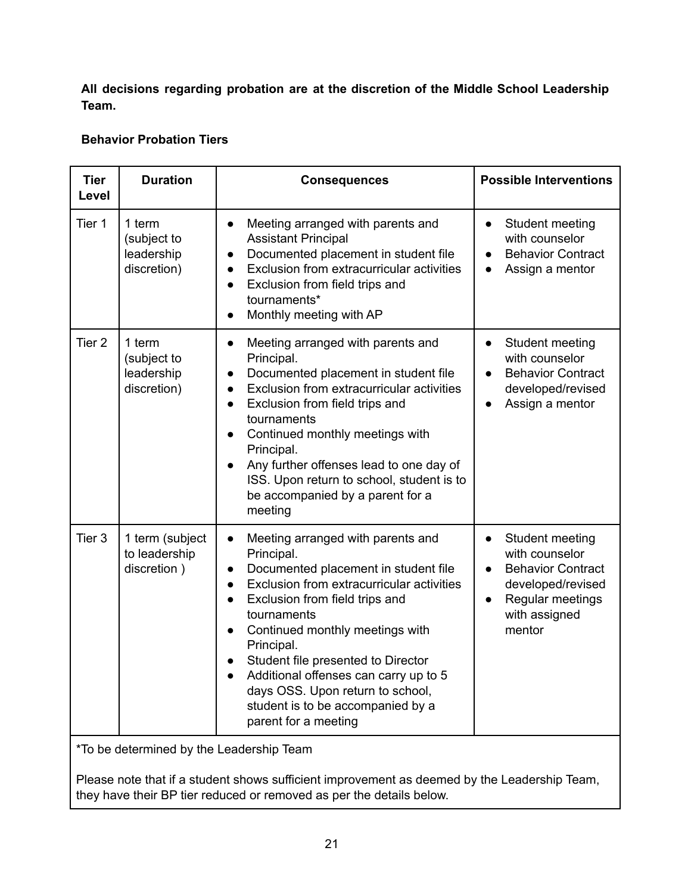**All decisions regarding probation are at the discretion of the Middle School Leadership Team.**

**Behavior Probation Tiers**

| Tier Level | Duration | Consequences | Possible Interventions |
|---|---|---|---|
| Tier 1 | 1 term (subject to leadership discretion) | • Meeting arranged with parents and Assistant Principal<br>• Documented placement in student file<br>• Exclusion from extracurricular activities<br>• Exclusion from field trips and tournaments*<br>• Monthly meeting with AP | • Student meeting with counselor<br>• Behavior Contract<br>• Assign a mentor |
| Tier 2 | 1 term (subject to leadership discretion) | • Meeting arranged with parents and Principal.<br>• Documented placement in student file<br>• Exclusion from extracurricular activities<br>• Exclusion from field trips and tournaments<br>• Continued monthly meetings with Principal.<br>• Any further offenses lead to one day of ISS. Upon return to school, student is to be accompanied by a parent for a meeting | • Student meeting with counselor<br>• Behavior Contract developed/revised<br>• Assign a mentor |
| Tier 3 | 1 term (subject to leadership discretion ) | • Meeting arranged with parents and Principal.<br>• Documented placement in student file<br>• Exclusion from extracurricular activities<br>• Exclusion from field trips and tournaments<br>• Continued monthly meetings with Principal.<br>• Student file presented to Director<br>• Additional offenses can carry up to 5 days OSS. Upon return to school, student is to be accompanied by a parent for a meeting | • Student meeting with counselor<br>• Behavior Contract developed/revised<br>• Regular meetings with assigned mentor |

*To be determined by the Leadership Team

Please note that if a student shows sufficient improvement as deemed by the Leadership Team, they have their BP tier reduced or removed as per the details below.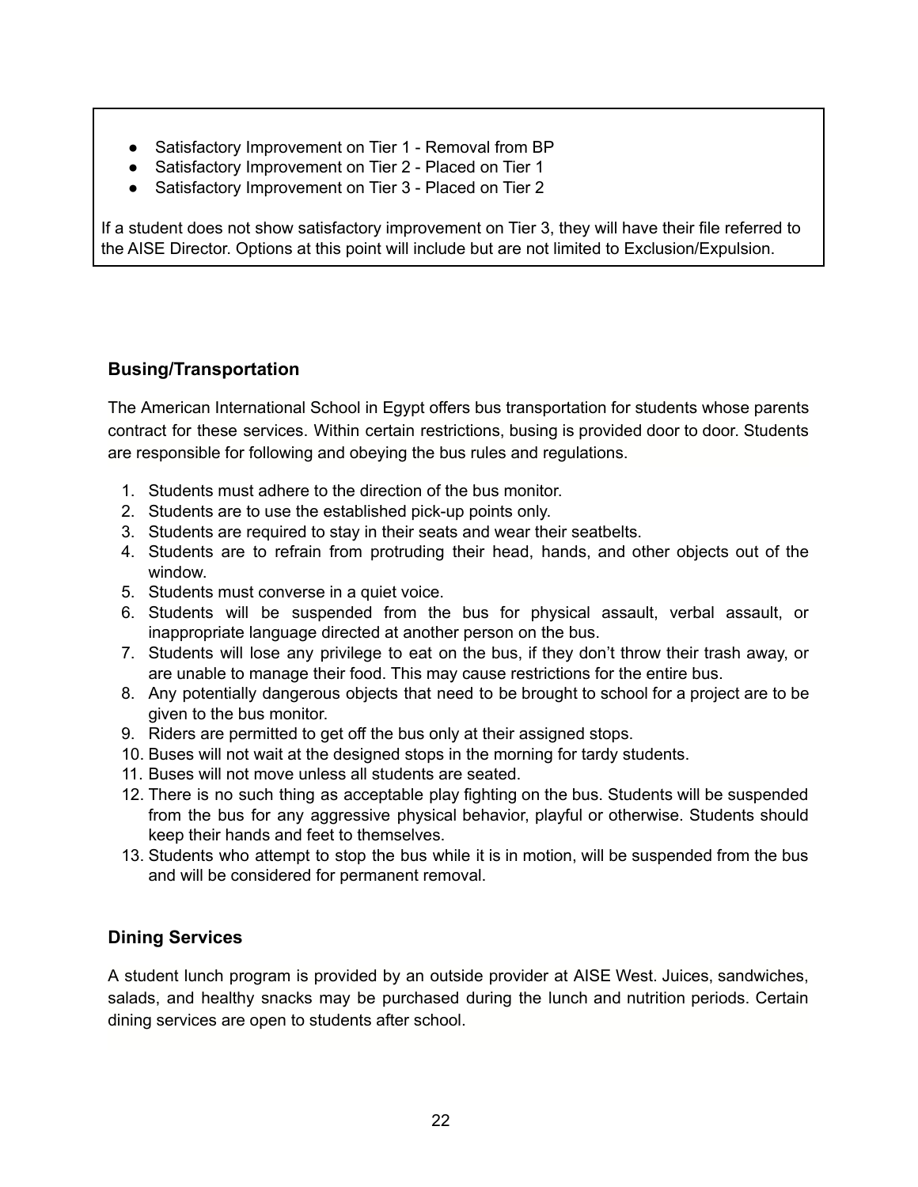- Satisfactory Improvement on Tier 1 - Removal from BP
- Satisfactory Improvement on Tier 2 - Placed on Tier 1
- Satisfactory Improvement on Tier 3 - Placed on Tier 2

If a student does not show satisfactory improvement on Tier 3, they will have their file referred to the AISE Director. Options at this point will include but are not limited to Exclusion/Expulsion.

### Busing/Transportation

The American International School in Egypt offers bus transportation for students whose parents contract for these services. Within certain restrictions, busing is provided door to door. Students are responsible for following and obeying the bus rules and regulations.

1. Students must adhere to the direction of the bus monitor.
2. Students are to use the established pick-up points only.
3. Students are required to stay in their seats and wear their seatbelts.
4. Students are to refrain from protruding their head, hands, and other objects out of the window.
5. Students must converse in a quiet voice.
6. Students will be suspended from the bus for physical assault, verbal assault, or inappropriate language directed at another person on the bus.
7. Students will lose any privilege to eat on the bus, if they don't throw their trash away, or are unable to manage their food. This may cause restrictions for the entire bus.
8. Any potentially dangerous objects that need to be brought to school for a project are to be given to the bus monitor.
9. Riders are permitted to get off the bus only at their assigned stops.
10. Buses will not wait at the designed stops in the morning for tardy students.
11. Buses will not move unless all students are seated.
12. There is no such thing as acceptable play fighting on the bus. Students will be suspended from the bus for any aggressive physical behavior, playful or otherwise. Students should keep their hands and feet to themselves.
13. Students who attempt to stop the bus while it is in motion, will be suspended from the bus and will be considered for permanent removal.

### Dining Services

A student lunch program is provided by an outside provider at AISE West. Juices, sandwiches, salads, and healthy snacks may be purchased during the lunch and nutrition periods. Certain dining services are open to students after school.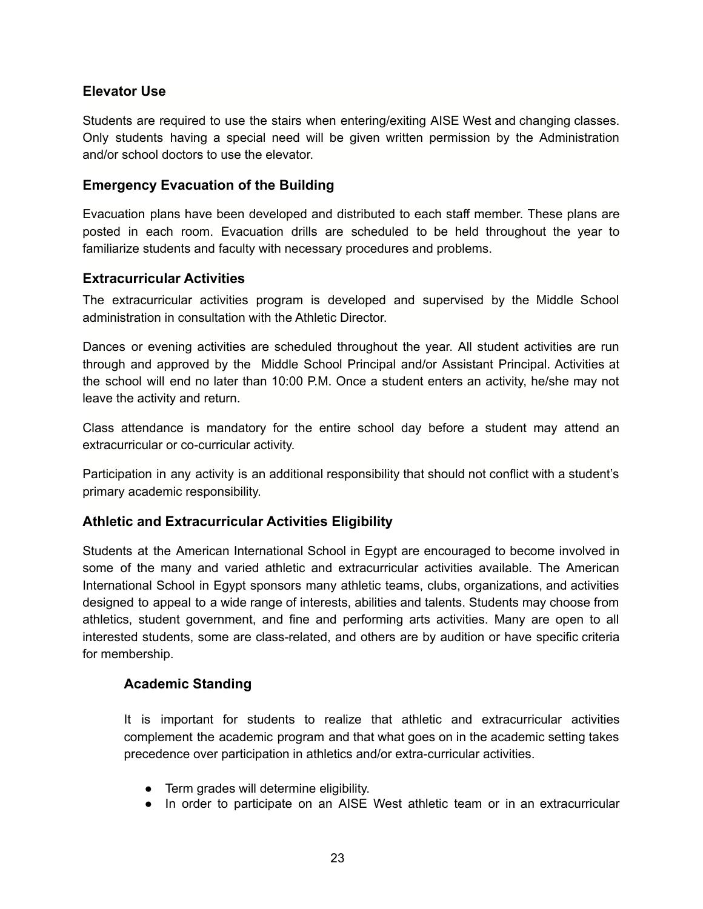## Elevator Use

Students are required to use the stairs when entering/exiting AISE West and changing classes. Only students having a special need will be given written permission by the Administration and/or school doctors to use the elevator.

## Emergency Evacuation of the Building

Evacuation plans have been developed and distributed to each staff member. These plans are posted in each room. Evacuation drills are scheduled to be held throughout the year to familiarize students and faculty with necessary procedures and problems.

## Extracurricular Activities

The extracurricular activities program is developed and supervised by the Middle School administration in consultation with the Athletic Director.

Dances or evening activities are scheduled throughout the year. All student activities are run through and approved by the Middle School Principal and/or Assistant Principal. Activities at the school will end no later than 10:00 P.M. Once a student enters an activity, he/she may not leave the activity and return.

Class attendance is mandatory for the entire school day before a student may attend an extracurricular or co-curricular activity.

Participation in any activity is an additional responsibility that should not conflict with a student's primary academic responsibility.

## Athletic and Extracurricular Activities Eligibility

Students at the American International School in Egypt are encouraged to become involved in some of the many and varied athletic and extracurricular activities available. The American International School in Egypt sponsors many athletic teams, clubs, organizations, and activities designed to appeal to a wide range of interests, abilities and talents. Students may choose from athletics, student government, and fine and performing arts activities. Many are open to all interested students, some are class-related, and others are by audition or have specific criteria for membership.

### Academic Standing

It is important for students to realize that athletic and extracurricular activities complement the academic program and that what goes on in the academic setting takes precedence over participation in athletics and/or extra-curricular activities.

- Term grades will determine eligibility.
- In order to participate on an AISE West athletic team or in an extracurricular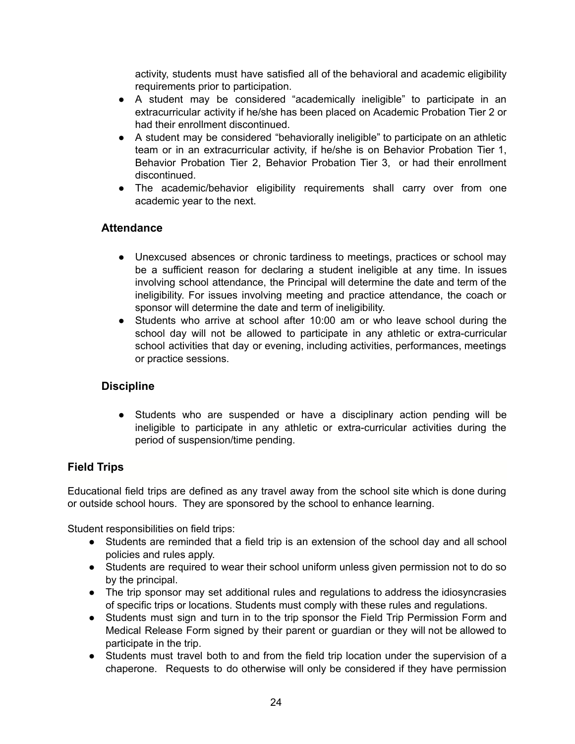activity, students must have satisfied all of the behavioral and academic eligibility requirements prior to participation.
- A student may be considered "academically ineligible" to participate in an extracurricular activity if he/she has been placed on Academic Probation Tier 2 or had their enrollment discontinued.
- A student may be considered "behaviorally ineligible" to participate on an athletic team or in an extracurricular activity, if he/she is on Behavior Probation Tier 1, Behavior Probation Tier 2, Behavior Probation Tier 3, or had their enrollment discontinued.
- The academic/behavior eligibility requirements shall carry over from one academic year to the next.

### Attendance

- Unexcused absences or chronic tardiness to meetings, practices or school may be a sufficient reason for declaring a student ineligible at any time. In issues involving school attendance, the Principal will determine the date and term of the ineligibility. For issues involving meeting and practice attendance, the coach or sponsor will determine the date and term of ineligibility.
- Students who arrive at school after 10:00 am or who leave school during the school day will not be allowed to participate in any athletic or extra-curricular school activities that day or evening, including activities, performances, meetings or practice sessions.

### Discipline

- Students who are suspended or have a disciplinary action pending will be ineligible to participate in any athletic or extra-curricular activities during the period of suspension/time pending.

## Field Trips

Educational field trips are defined as any travel away from the school site which is done during or outside school hours. They are sponsored by the school to enhance learning.

Student responsibilities on field trips:

- Students are reminded that a field trip is an extension of the school day and all school policies and rules apply.
- Students are required to wear their school uniform unless given permission not to do so by the principal.
- The trip sponsor may set additional rules and regulations to address the idiosyncrasies of specific trips or locations. Students must comply with these rules and regulations.
- Students must sign and turn in to the trip sponsor the Field Trip Permission Form and Medical Release Form signed by their parent or guardian or they will not be allowed to participate in the trip.
- Students must travel both to and from the field trip location under the supervision of a chaperone. Requests to do otherwise will only be considered if they have permission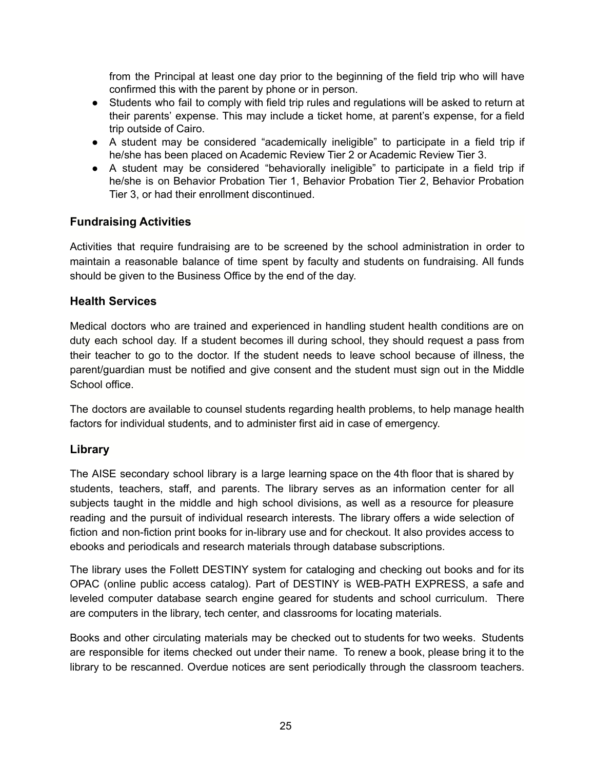from the Principal at least one day prior to the beginning of the field trip who will have confirmed this with the parent by phone or in person.

- Students who fail to comply with field trip rules and regulations will be asked to return at their parents' expense. This may include a ticket home, at parent's expense, for a field trip outside of Cairo.
- A student may be considered "academically ineligible" to participate in a field trip if he/she has been placed on Academic Review Tier 2 or Academic Review Tier 3.
- A student may be considered "behaviorally ineligible" to participate in a field trip if he/she is on Behavior Probation Tier 1, Behavior Probation Tier 2, Behavior Probation Tier 3, or had their enrollment discontinued.

### Fundraising Activities

Activities that require fundraising are to be screened by the school administration in order to maintain a reasonable balance of time spent by faculty and students on fundraising. All funds should be given to the Business Office by the end of the day.

### Health Services

Medical doctors who are trained and experienced in handling student health conditions are on duty each school day. If a student becomes ill during school, they should request a pass from their teacher to go to the doctor. If the student needs to leave school because of illness, the parent/guardian must be notified and give consent and the student must sign out in the Middle School office.

The doctors are available to counsel students regarding health problems, to help manage health factors for individual students, and to administer first aid in case of emergency.

### Library

The AISE secondary school library is a large learning space on the 4th floor that is shared by students, teachers, staff, and parents. The library serves as an information center for all subjects taught in the middle and high school divisions, as well as a resource for pleasure reading and the pursuit of individual research interests. The library offers a wide selection of fiction and non-fiction print books for in-library use and for checkout. It also provides access to ebooks and periodicals and research materials through database subscriptions.

The library uses the Follett DESTINY system for cataloging and checking out books and for its OPAC (online public access catalog). Part of DESTINY is WEB-PATH EXPRESS, a safe and leveled computer database search engine geared for students and school curriculum. There are computers in the library, tech center, and classrooms for locating materials.

Books and other circulating materials may be checked out to students for two weeks. Students are responsible for items checked out under their name. To renew a book, please bring it to the library to be rescanned. Overdue notices are sent periodically through the classroom teachers.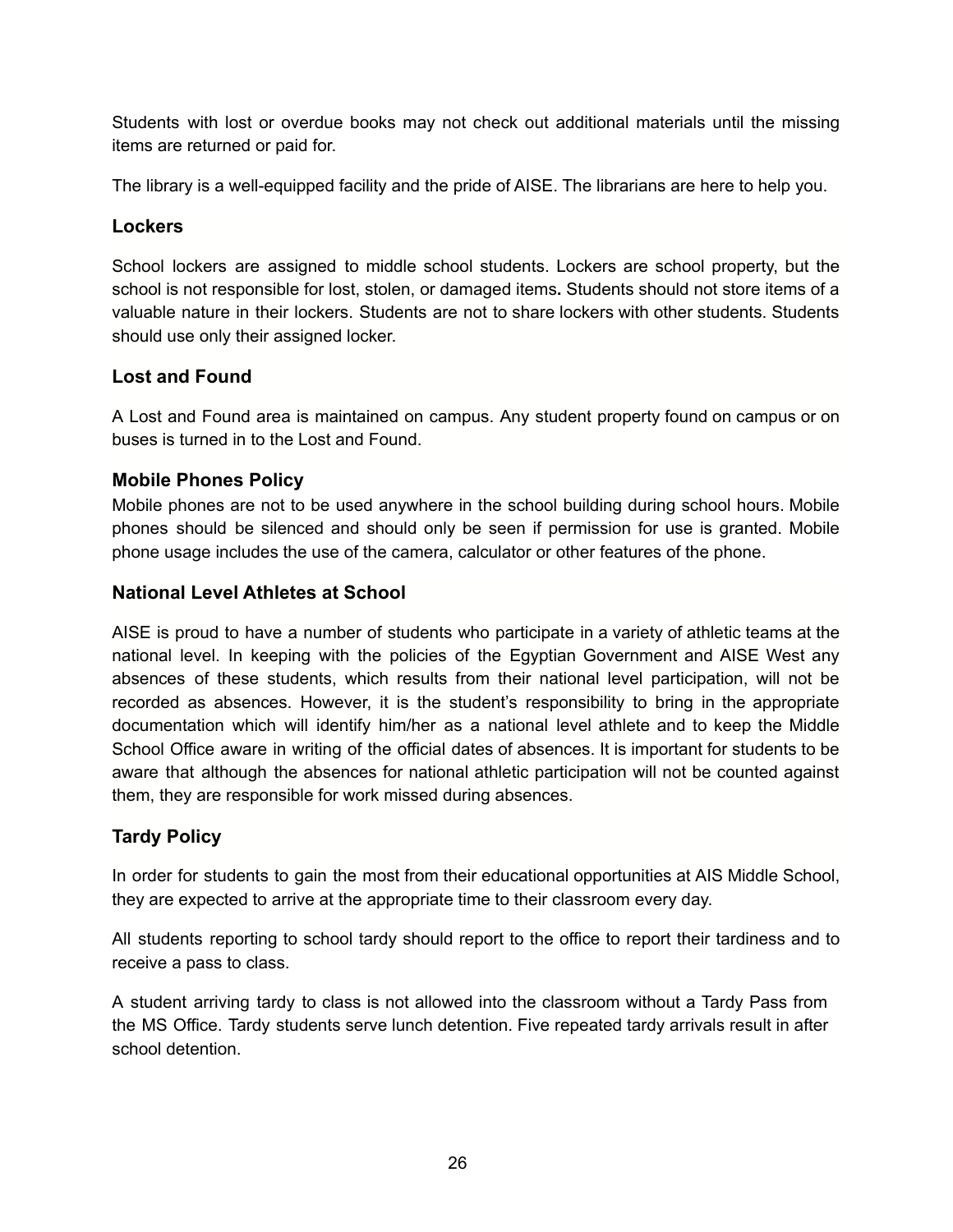Students with lost or overdue books may not check out additional materials until the missing items are returned or paid for.

The library is a well-equipped facility and the pride of AISE. The librarians are here to help you.

### Lockers

School lockers are assigned to middle school students. Lockers are school property, but the school is not responsible for lost, stolen, or damaged items**.** Students should not store items of a valuable nature in their lockers. Students are not to share lockers with other students. Students should use only their assigned locker.

### Lost and Found

A Lost and Found area is maintained on campus. Any student property found on campus or on buses is turned in to the Lost and Found.

### Mobile Phones Policy

Mobile phones are not to be used anywhere in the school building during school hours. Mobile phones should be silenced and should only be seen if permission for use is granted. Mobile phone usage includes the use of the camera, calculator or other features of the phone.

### National Level Athletes at School

AISE is proud to have a number of students who participate in a variety of athletic teams at the national level. In keeping with the policies of the Egyptian Government and AISE West any absences of these students, which results from their national level participation, will not be recorded as absences. However, it is the student's responsibility to bring in the appropriate documentation which will identify him/her as a national level athlete and to keep the Middle School Office aware in writing of the official dates of absences. It is important for students to be aware that although the absences for national athletic participation will not be counted against them, they are responsible for work missed during absences.

### Tardy Policy

In order for students to gain the most from their educational opportunities at AIS Middle School, they are expected to arrive at the appropriate time to their classroom every day.

All students reporting to school tardy should report to the office to report their tardiness and to receive a pass to class.

A student arriving tardy to class is not allowed into the classroom without a Tardy Pass from the MS Office. Tardy students serve lunch detention. Five repeated tardy arrivals result in after school detention.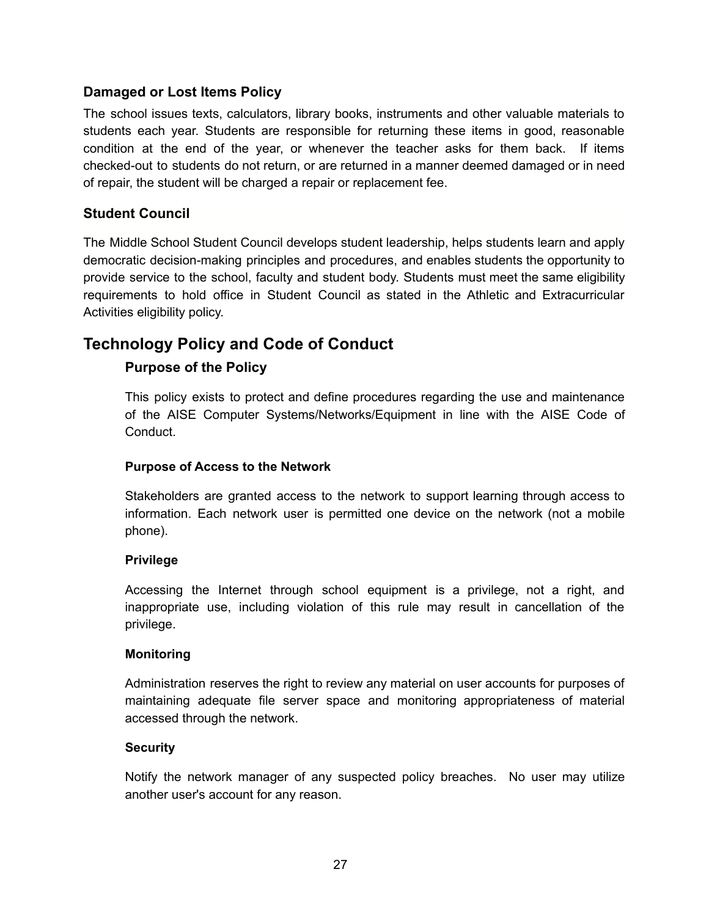### Damaged or Lost Items Policy

The school issues texts, calculators, library books, instruments and other valuable materials to students each year. Students are responsible for returning these items in good, reasonable condition at the end of the year, or whenever the teacher asks for them back. If items checked-out to students do not return, or are returned in a manner deemed damaged or in need of repair, the student will be charged a repair or replacement fee.

### Student Council

The Middle School Student Council develops student leadership, helps students learn and apply democratic decision-making principles and procedures, and enables students the opportunity to provide service to the school, faculty and student body. Students must meet the same eligibility requirements to hold office in Student Council as stated in the Athletic and Extracurricular Activities eligibility policy.

## Technology Policy and Code of Conduct

### Purpose of the Policy

This policy exists to protect and define procedures regarding the use and maintenance of the AISE Computer Systems/Networks/Equipment in line with the AISE Code of Conduct.

#### Purpose of Access to the Network

Stakeholders are granted access to the network to support learning through access to information. Each network user is permitted one device on the network (not a mobile phone).

#### Privilege

Accessing the Internet through school equipment is a privilege, not a right, and inappropriate use, including violation of this rule may result in cancellation of the privilege.

#### Monitoring

Administration reserves the right to review any material on user accounts for purposes of maintaining adequate file server space and monitoring appropriateness of material accessed through the network.

#### Security

Notify the network manager of any suspected policy breaches. No user may utilize another user's account for any reason.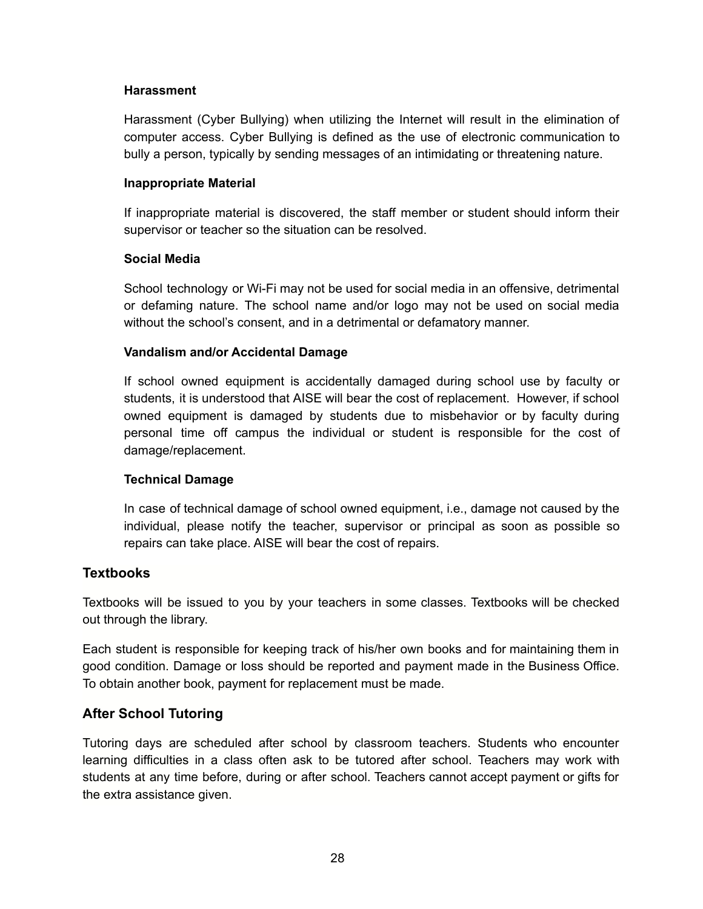#### Harassment

Harassment (Cyber Bullying) when utilizing the Internet will result in the elimination of computer access. Cyber Bullying is defined as the use of electronic communication to bully a person, typically by sending messages of an intimidating or threatening nature.

#### Inappropriate Material

If inappropriate material is discovered, the staff member or student should inform their supervisor or teacher so the situation can be resolved.

#### Social Media

School technology or Wi-Fi may not be used for social media in an offensive, detrimental or defaming nature. The school name and/or logo may not be used on social media without the school's consent, and in a detrimental or defamatory manner.

#### Vandalism and/or Accidental Damage

If school owned equipment is accidentally damaged during school use by faculty or students, it is understood that AISE will bear the cost of replacement. However, if school owned equipment is damaged by students due to misbehavior or by faculty during personal time off campus the individual or student is responsible for the cost of damage/replacement.

#### Technical Damage

In case of technical damage of school owned equipment, i.e., damage not caused by the individual, please notify the teacher, supervisor or principal as soon as possible so repairs can take place. AISE will bear the cost of repairs.

### Textbooks

Textbooks will be issued to you by your teachers in some classes. Textbooks will be checked out through the library.

Each student is responsible for keeping track of his/her own books and for maintaining them in good condition. Damage or loss should be reported and payment made in the Business Office. To obtain another book, payment for replacement must be made.

### After School Tutoring

Tutoring days are scheduled after school by classroom teachers. Students who encounter learning difficulties in a class often ask to be tutored after school. Teachers may work with students at any time before, during or after school. Teachers cannot accept payment or gifts for the extra assistance given.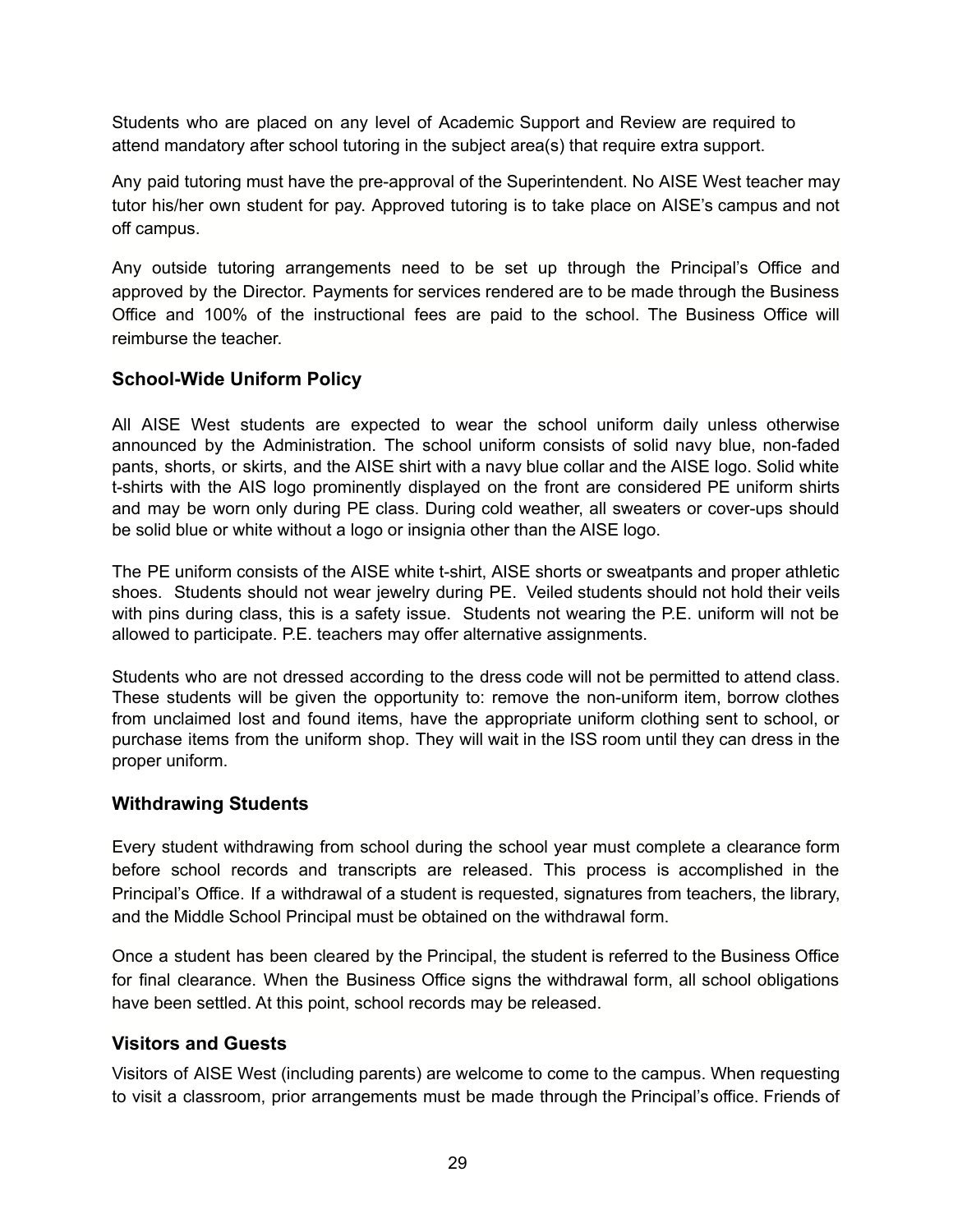Students who are placed on any level of Academic Support and Review are required to attend mandatory after school tutoring in the subject area(s) that require extra support.

Any paid tutoring must have the pre-approval of the Superintendent. No AISE West teacher may tutor his/her own student for pay. Approved tutoring is to take place on AISE's campus and not off campus.

Any outside tutoring arrangements need to be set up through the Principal's Office and approved by the Director. Payments for services rendered are to be made through the Business Office and 100% of the instructional fees are paid to the school. The Business Office will reimburse the teacher.

### School-Wide Uniform Policy

All AISE West students are expected to wear the school uniform daily unless otherwise announced by the Administration. The school uniform consists of solid navy blue, non-faded pants, shorts, or skirts, and the AISE shirt with a navy blue collar and the AISE logo. Solid white t-shirts with the AIS logo prominently displayed on the front are considered PE uniform shirts and may be worn only during PE class. During cold weather, all sweaters or cover-ups should be solid blue or white without a logo or insignia other than the AISE logo.

The PE uniform consists of the AISE white t-shirt, AISE shorts or sweatpants and proper athletic shoes. Students should not wear jewelry during PE. Veiled students should not hold their veils with pins during class, this is a safety issue. Students not wearing the P.E. uniform will not be allowed to participate. P.E. teachers may offer alternative assignments.

Students who are not dressed according to the dress code will not be permitted to attend class. These students will be given the opportunity to: remove the non-uniform item, borrow clothes from unclaimed lost and found items, have the appropriate uniform clothing sent to school, or purchase items from the uniform shop. They will wait in the ISS room until they can dress in the proper uniform.

### Withdrawing Students

Every student withdrawing from school during the school year must complete a clearance form before school records and transcripts are released. This process is accomplished in the Principal's Office. If a withdrawal of a student is requested, signatures from teachers, the library, and the Middle School Principal must be obtained on the withdrawal form.

Once a student has been cleared by the Principal, the student is referred to the Business Office for final clearance. When the Business Office signs the withdrawal form, all school obligations have been settled. At this point, school records may be released.

### Visitors and Guests

Visitors of AISE West (including parents) are welcome to come to the campus. When requesting to visit a classroom, prior arrangements must be made through the Principal's office. Friends of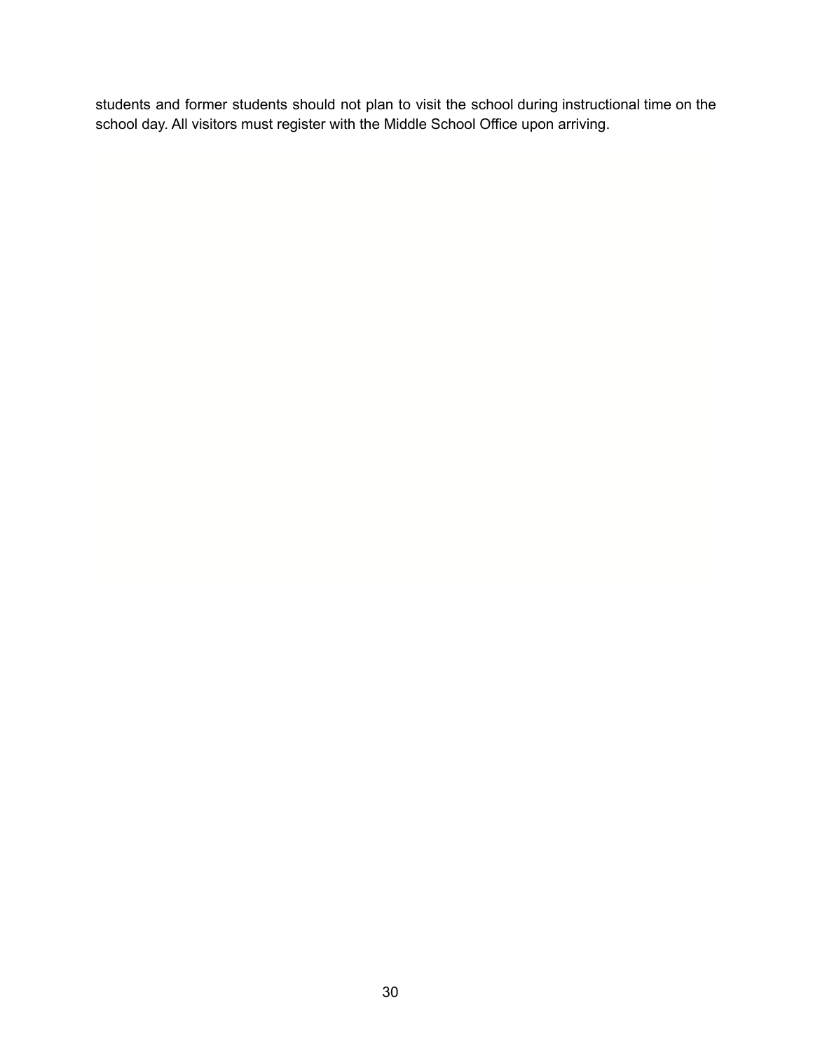students and former students should not plan to visit the school during instructional time on the school day. All visitors must register with the Middle School Office upon arriving.